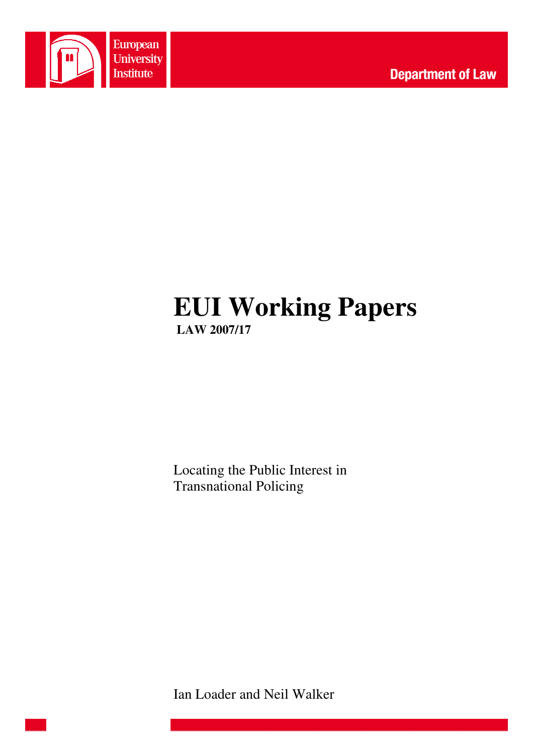European University Institute

Department of Law

# EUI Working Papers

**LAW 2007/17**

Locating the Public Interest in Transnational Policing

Ian Loader and Neil Walker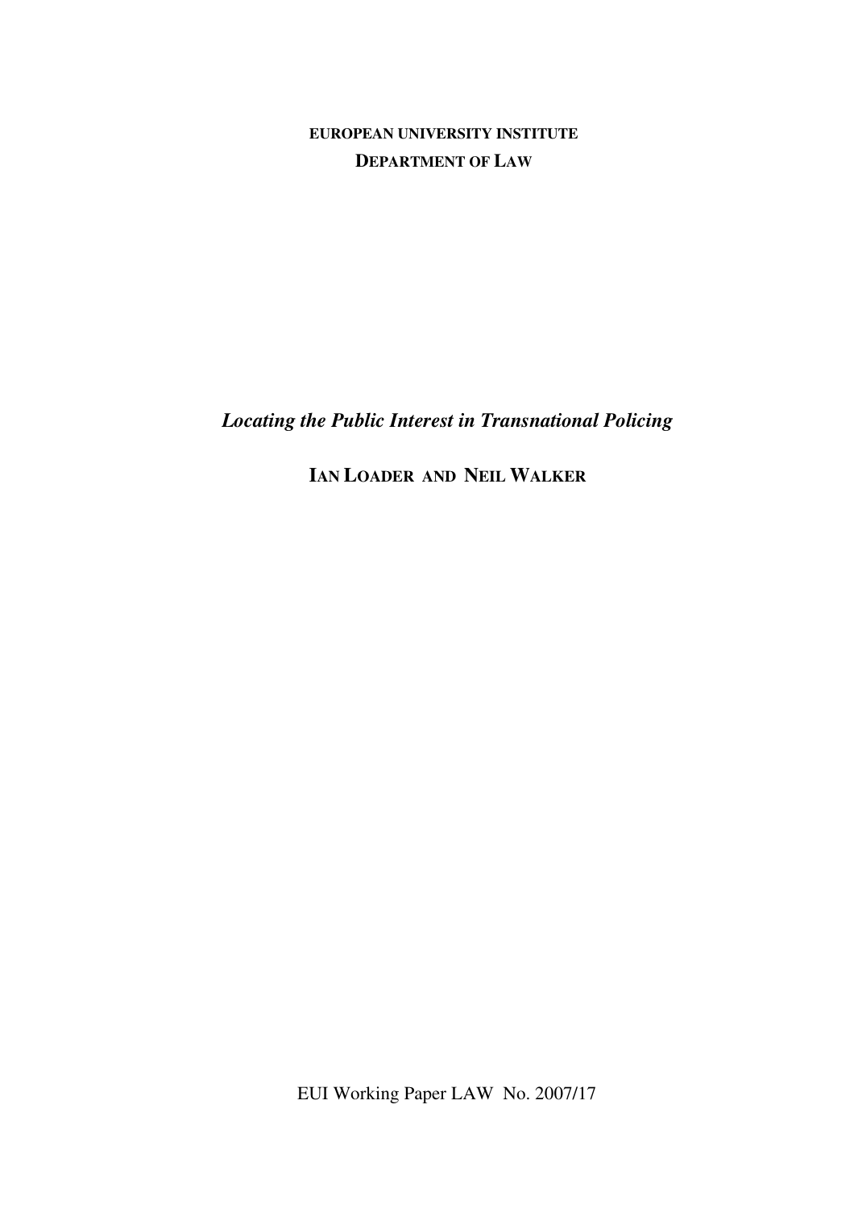**EUROPEAN UNIVERSITY INSTITUTE**

**DEPARTMENT OF LAW**

# *Locating the Public Interest in Transnational Policing*

**IAN LOADER AND NEIL WALKER**

EUI Working Paper LAW No. 2007/17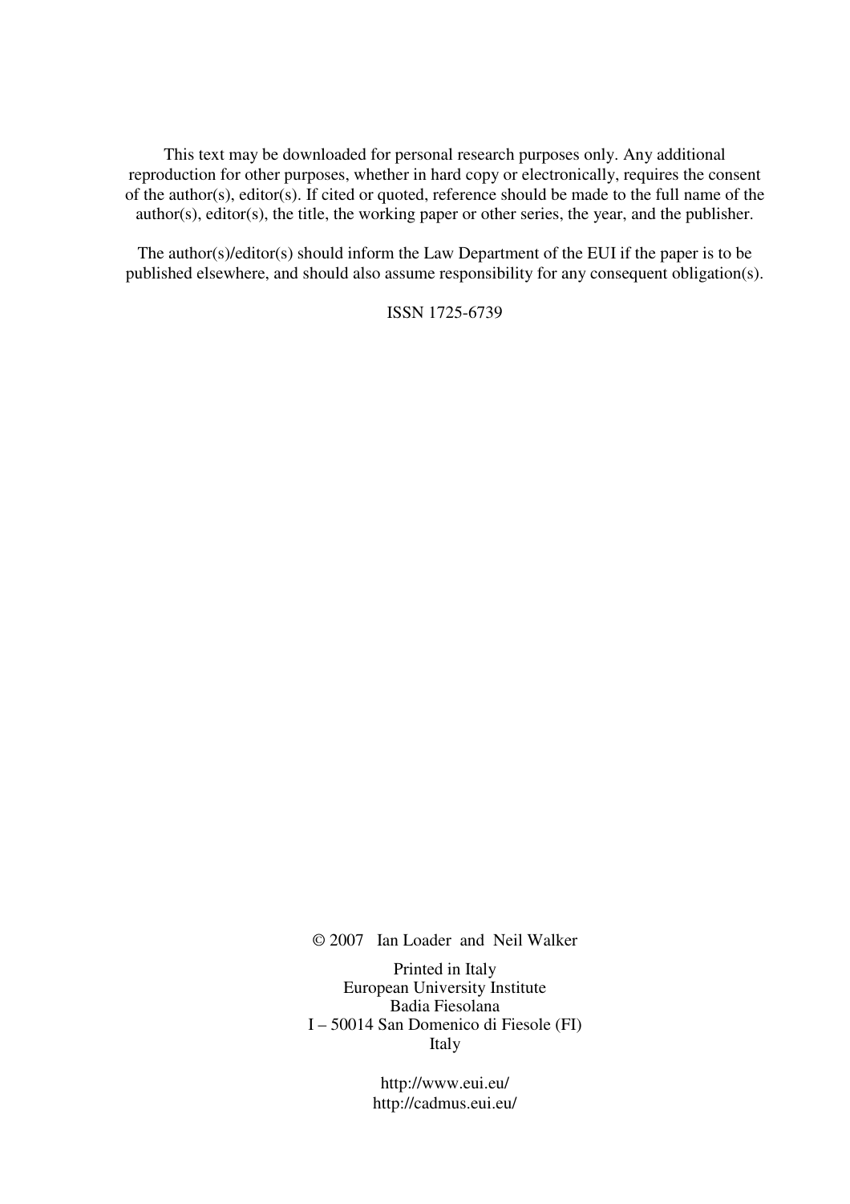This text may be downloaded for personal research purposes only. Any additional reproduction for other purposes, whether in hard copy or electronically, requires the consent of the author(s), editor(s). If cited or quoted, reference should be made to the full name of the author(s), editor(s), the title, the working paper or other series, the year, and the publisher.

The author(s)/editor(s) should inform the Law Department of the EUI if the paper is to be published elsewhere, and should also assume responsibility for any consequent obligation(s).

ISSN 1725-6739

© 2007 Ian Loader and Neil Walker

Printed in Italy
European University Institute
Badia Fiesolana
I – 50014 San Domenico di Fiesole (FI)
Italy

http://www.eui.eu/
http://cadmus.eui.eu/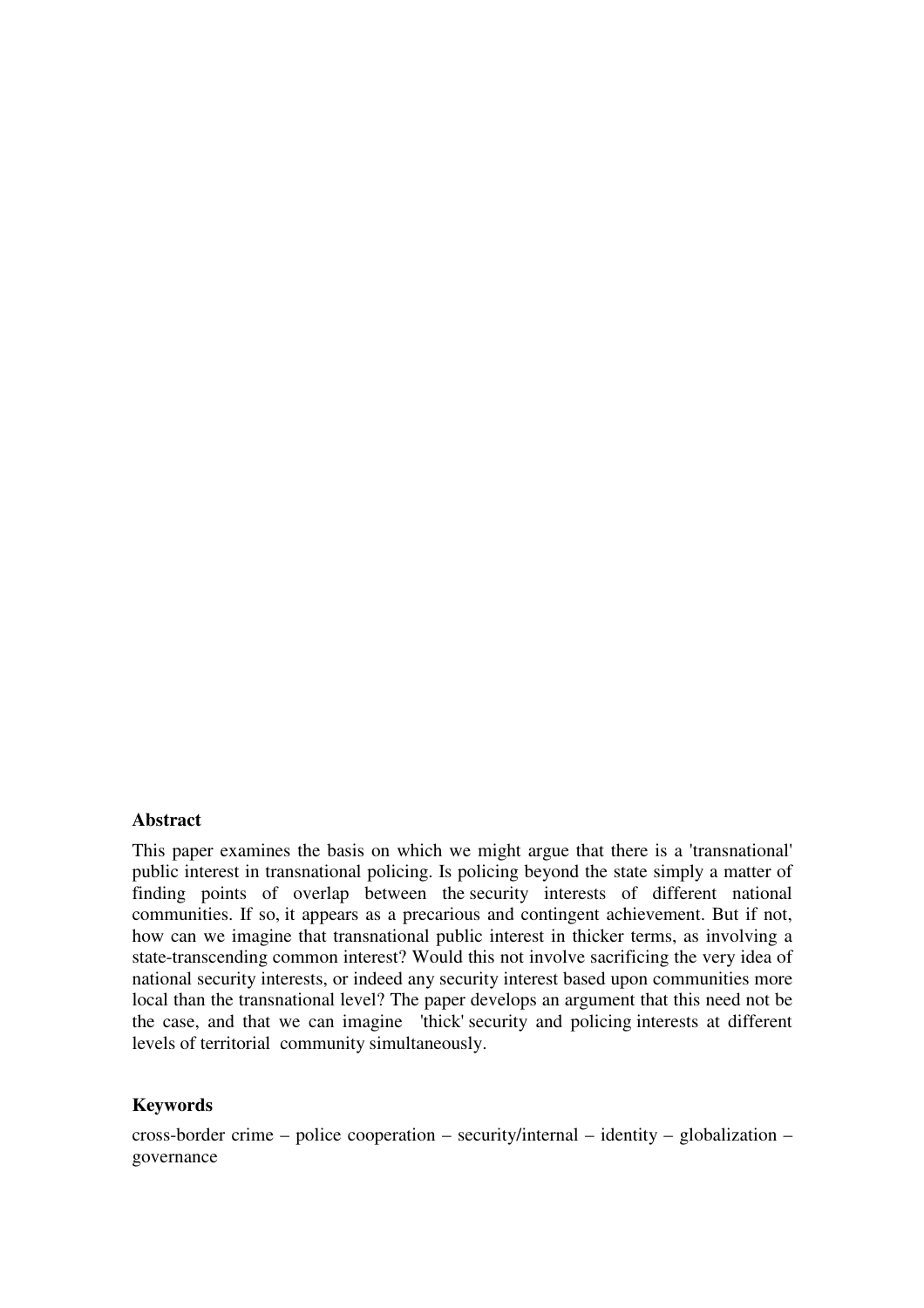## Abstract

This paper examines the basis on which we might argue that there is a 'transnational' public interest in transnational policing. Is policing beyond the state simply a matter of finding points of overlap between the security interests of different national communities. If so, it appears as a precarious and contingent achievement. But if not, how can we imagine that transnational public interest in thicker terms, as involving a state-transcending common interest? Would this not involve sacrificing the very idea of national security interests, or indeed any security interest based upon communities more local than the transnational level? The paper develops an argument that this need not be the case, and that we can imagine 'thick' security and policing interests at different levels of territorial community simultaneously.

## Keywords

cross-border crime – police cooperation – security/internal – identity – globalization – governance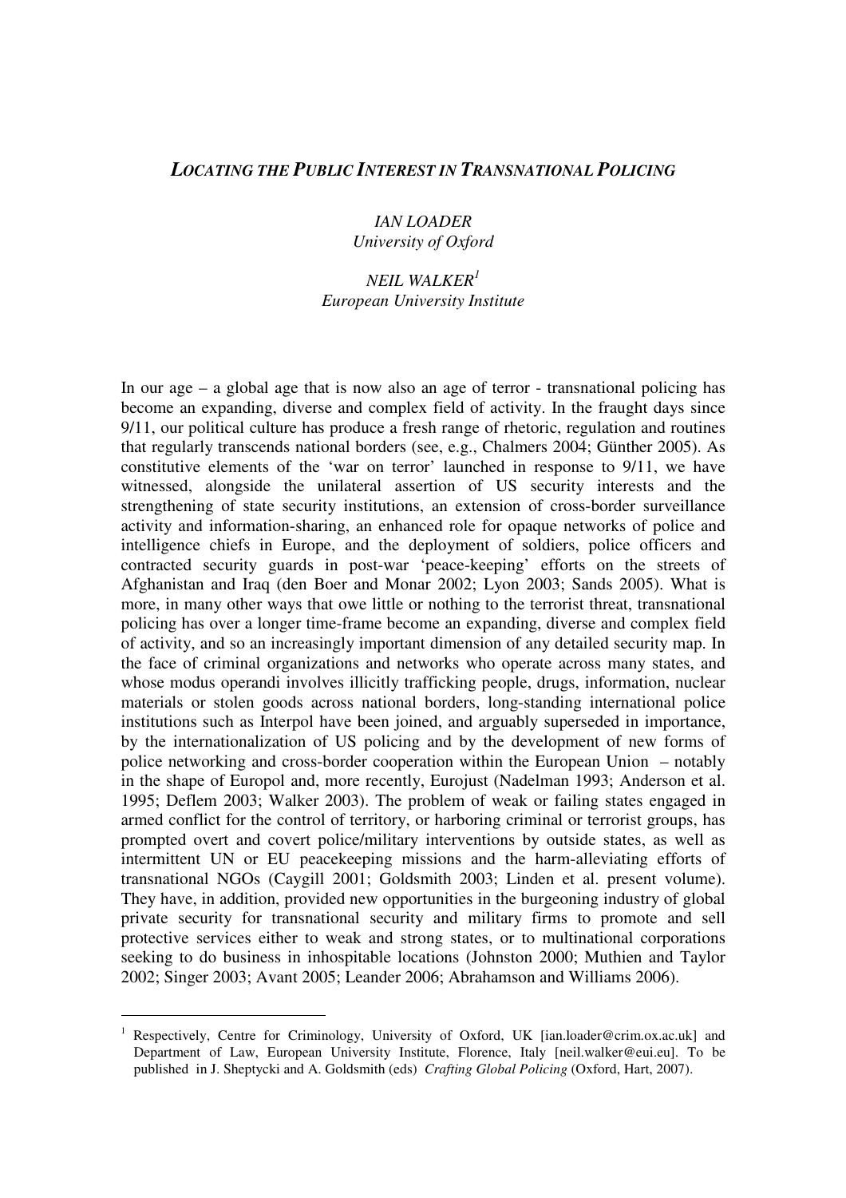# *LOCATING THE PUBLIC INTEREST IN TRANSNATIONAL POLICING*

*IAN LOADER*
*University of Oxford*

*NEIL WALKER*[1]
*European University Institute*

In our age – a global age that is now also an age of terror - transnational policing has become an expanding, diverse and complex field of activity. In the fraught days since 9/11, our political culture has produce a fresh range of rhetoric, regulation and routines that regularly transcends national borders (see, e.g., Chalmers 2004; Günther 2005). As constitutive elements of the 'war on terror' launched in response to 9/11, we have witnessed, alongside the unilateral assertion of US security interests and the strengthening of state security institutions, an extension of cross-border surveillance activity and information-sharing, an enhanced role for opaque networks of police and intelligence chiefs in Europe, and the deployment of soldiers, police officers and contracted security guards in post-war 'peace-keeping' efforts on the streets of Afghanistan and Iraq (den Boer and Monar 2002; Lyon 2003; Sands 2005). What is more, in many other ways that owe little or nothing to the terrorist threat, transnational policing has over a longer time-frame become an expanding, diverse and complex field of activity, and so an increasingly important dimension of any detailed security map. In the face of criminal organizations and networks who operate across many states, and whose modus operandi involves illicitly trafficking people, drugs, information, nuclear materials or stolen goods across national borders, long-standing international police institutions such as Interpol have been joined, and arguably superseded in importance, by the internationalization of US policing and by the development of new forms of police networking and cross-border cooperation within the European Union – notably in the shape of Europol and, more recently, Eurojust (Nadelman 1993; Anderson et al. 1995; Deflem 2003; Walker 2003). The problem of weak or failing states engaged in armed conflict for the control of territory, or harboring criminal or terrorist groups, has prompted overt and covert police/military interventions by outside states, as well as intermittent UN or EU peacekeeping missions and the harm-alleviating efforts of transnational NGOs (Caygill 2001; Goldsmith 2003; Linden et al. present volume). They have, in addition, provided new opportunities in the burgeoning industry of global private security for transnational security and military firms to promote and sell protective services either to weak and strong states, or to multinational corporations seeking to do business in inhospitable locations (Johnston 2000; Muthien and Taylor 2002; Singer 2003; Avant 2005; Leander 2006; Abrahamson and Williams 2006).

[1] Respectively, Centre for Criminology, University of Oxford, UK [ian.loader@crim.ox.ac.uk] and Department of Law, European University Institute, Florence, Italy [neil.walker@eui.eu]. To be published in J. Sheptycki and A. Goldsmith (eds) *Crafting Global Policing* (Oxford, Hart, 2007).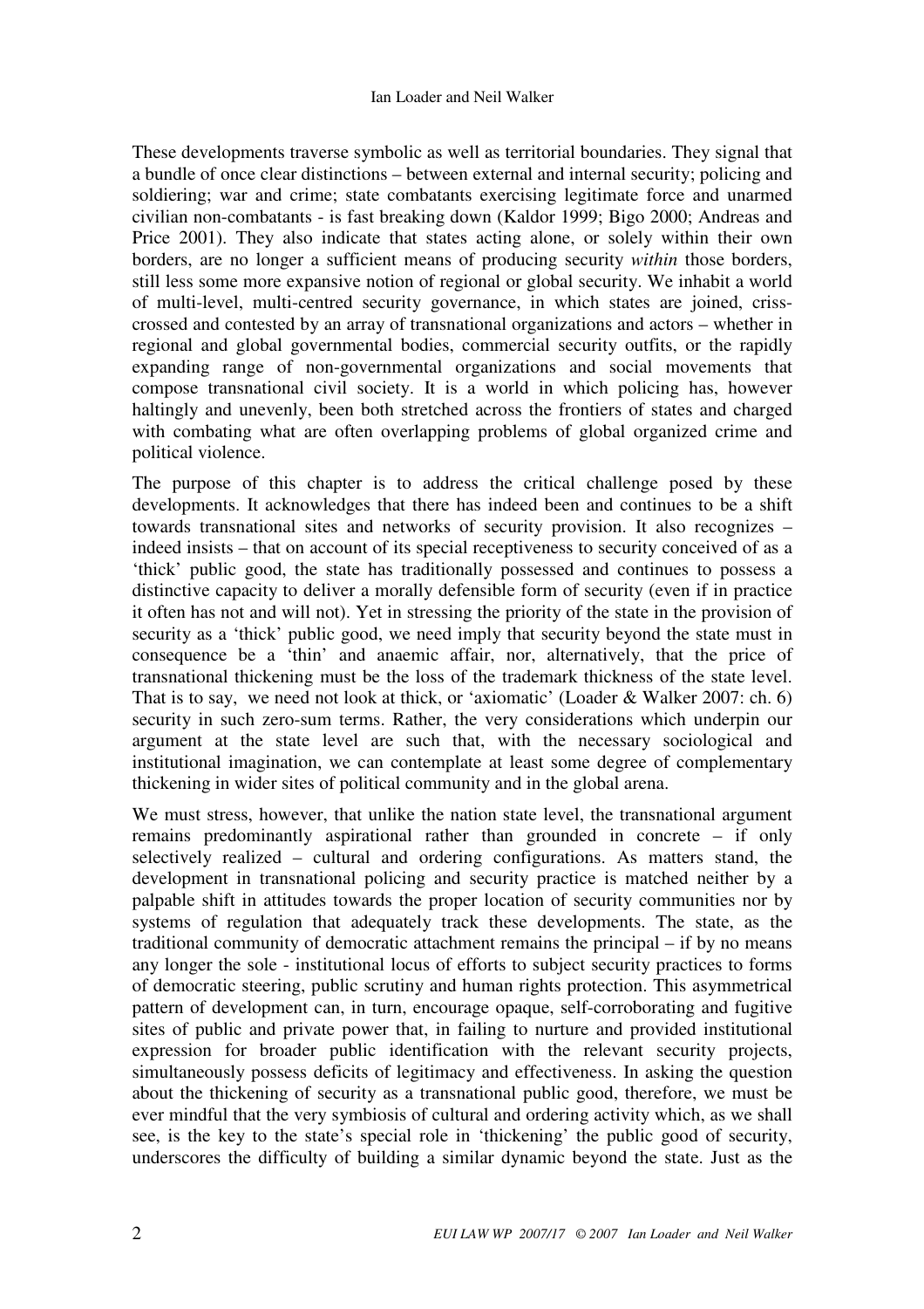These developments traverse symbolic as well as territorial boundaries. They signal that a bundle of once clear distinctions – between external and internal security; policing and soldiering; war and crime; state combatants exercising legitimate force and unarmed civilian non-combatants - is fast breaking down (Kaldor 1999; Bigo 2000; Andreas and Price 2001). They also indicate that states acting alone, or solely within their own borders, are no longer a sufficient means of producing security *within* those borders, still less some more expansive notion of regional or global security. We inhabit a world of multi-level, multi-centred security governance, in which states are joined, criss-crossed and contested by an array of transnational organizations and actors – whether in regional and global governmental bodies, commercial security outfits, or the rapidly expanding range of non-governmental organizations and social movements that compose transnational civil society. It is a world in which policing has, however haltingly and unevenly, been both stretched across the frontiers of states and charged with combating what are often overlapping problems of global organized crime and political violence.

The purpose of this chapter is to address the critical challenge posed by these developments. It acknowledges that there has indeed been and continues to be a shift towards transnational sites and networks of security provision. It also recognizes – indeed insists – that on account of its special receptiveness to security conceived of as a 'thick' public good, the state has traditionally possessed and continues to possess a distinctive capacity to deliver a morally defensible form of security (even if in practice it often has not and will not). Yet in stressing the priority of the state in the provision of security as a 'thick' public good, we need imply that security beyond the state must in consequence be a 'thin' and anaemic affair, nor, alternatively, that the price of transnational thickening must be the loss of the trademark thickness of the state level. That is to say, we need not look at thick, or 'axiomatic' (Loader & Walker 2007: ch. 6) security in such zero-sum terms. Rather, the very considerations which underpin our argument at the state level are such that, with the necessary sociological and institutional imagination, we can contemplate at least some degree of complementary thickening in wider sites of political community and in the global arena.

We must stress, however, that unlike the nation state level, the transnational argument remains predominantly aspirational rather than grounded in concrete – if only selectively realized – cultural and ordering configurations. As matters stand, the development in transnational policing and security practice is matched neither by a palpable shift in attitudes towards the proper location of security communities nor by systems of regulation that adequately track these developments. The state, as the traditional community of democratic attachment remains the principal – if by no means any longer the sole - institutional locus of efforts to subject security practices to forms of democratic steering, public scrutiny and human rights protection. This asymmetrical pattern of development can, in turn, encourage opaque, self-corroborating and fugitive sites of public and private power that, in failing to nurture and provided institutional expression for broader public identification with the relevant security projects, simultaneously possess deficits of legitimacy and effectiveness. In asking the question about the thickening of security as a transnational public good, therefore, we must be ever mindful that the very symbiosis of cultural and ordering activity which, as we shall see, is the key to the state's special role in 'thickening' the public good of security, underscores the difficulty of building a similar dynamic beyond the state. Just as the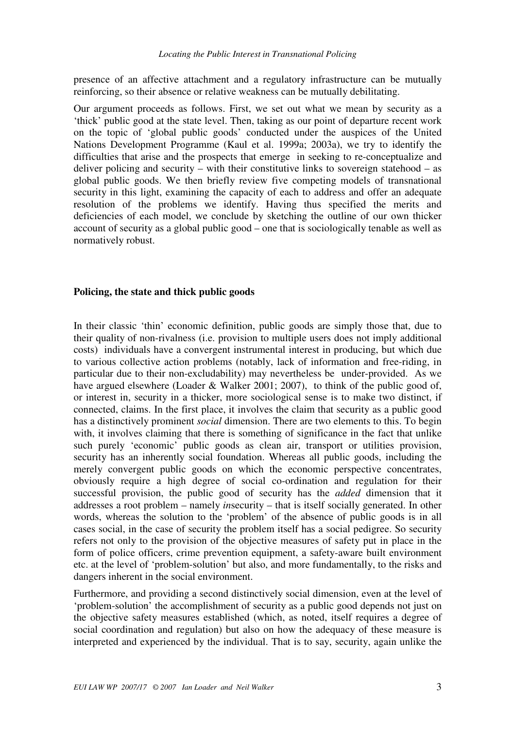presence of an affective attachment and a regulatory infrastructure can be mutually reinforcing, so their absence or relative weakness can be mutually debilitating.

Our argument proceeds as follows. First, we set out what we mean by security as a 'thick' public good at the state level. Then, taking as our point of departure recent work on the topic of 'global public goods' conducted under the auspices of the United Nations Development Programme (Kaul et al. 1999a; 2003a), we try to identify the difficulties that arise and the prospects that emerge in seeking to re-conceptualize and deliver policing and security – with their constitutive links to sovereign statehood – as global public goods. We then briefly review five competing models of transnational security in this light, examining the capacity of each to address and offer an adequate resolution of the problems we identify. Having thus specified the merits and deficiencies of each model, we conclude by sketching the outline of our own thicker account of security as a global public good – one that is sociologically tenable as well as normatively robust.

## Policing, the state and thick public goods

In their classic 'thin' economic definition, public goods are simply those that, due to their quality of non-rivalness (i.e. provision to multiple users does not imply additional costs) individuals have a convergent instrumental interest in producing, but which due to various collective action problems (notably, lack of information and free-riding, in particular due to their non-excludability) may nevertheless be under-provided. As we have argued elsewhere (Loader & Walker 2001; 2007), to think of the public good of, or interest in, security in a thicker, more sociological sense is to make two distinct, if connected, claims. In the first place, it involves the claim that security as a public good has a distinctively prominent *social* dimension. There are two elements to this. To begin with, it involves claiming that there is something of significance in the fact that unlike such purely 'economic' public goods as clean air, transport or utilities provision, security has an inherently social foundation. Whereas all public goods, including the merely convergent public goods on which the economic perspective concentrates, obviously require a high degree of social co-ordination and regulation for their successful provision, the public good of security has the *added* dimension that it addresses a root problem – namely *in*security – that is itself socially generated. In other words, whereas the solution to the 'problem' of the absence of public goods is in all cases social, in the case of security the problem itself has a social pedigree. So security refers not only to the provision of the objective measures of safety put in place in the form of police officers, crime prevention equipment, a safety-aware built environment etc. at the level of 'problem-solution' but also, and more fundamentally, to the risks and dangers inherent in the social environment.

Furthermore, and providing a second distinctively social dimension, even at the level of 'problem-solution' the accomplishment of security as a public good depends not just on the objective safety measures established (which, as noted, itself requires a degree of social coordination and regulation) but also on how the adequacy of these measure is interpreted and experienced by the individual. That is to say, security, again unlike the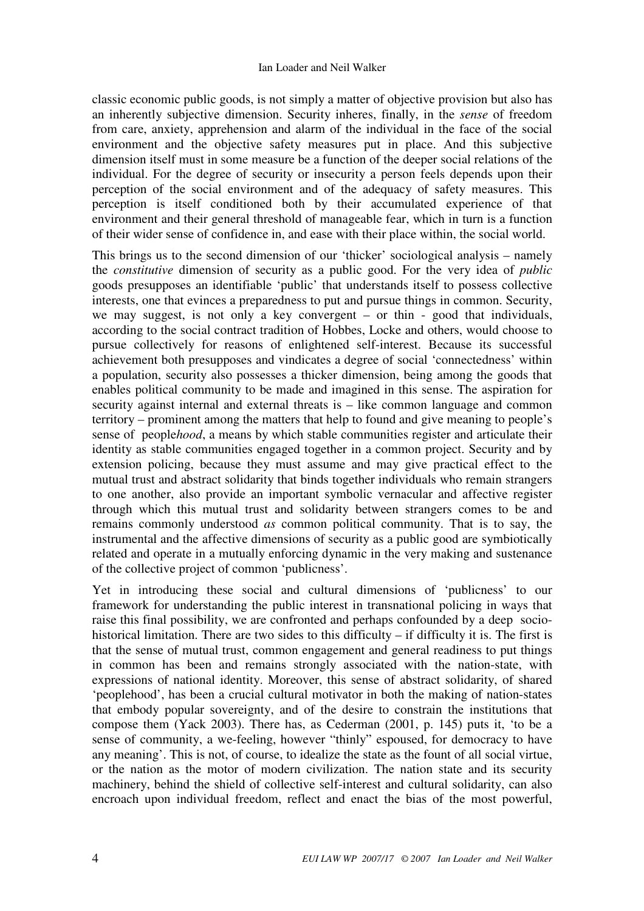classic economic public goods, is not simply a matter of objective provision but also has an inherently subjective dimension. Security inheres, finally, in the *sense* of freedom from care, anxiety, apprehension and alarm of the individual in the face of the social environment and the objective safety measures put in place. And this subjective dimension itself must in some measure be a function of the deeper social relations of the individual. For the degree of security or insecurity a person feels depends upon their perception of the social environment and of the adequacy of safety measures. This perception is itself conditioned both by their accumulated experience of that environment and their general threshold of manageable fear, which in turn is a function of their wider sense of confidence in, and ease with their place within, the social world.

This brings us to the second dimension of our 'thicker' sociological analysis – namely the *constitutive* dimension of security as a public good. For the very idea of *public* goods presupposes an identifiable 'public' that understands itself to possess collective interests, one that evinces a preparedness to put and pursue things in common. Security, we may suggest, is not only a key convergent – or thin - good that individuals, according to the social contract tradition of Hobbes, Locke and others, would choose to pursue collectively for reasons of enlightened self-interest. Because its successful achievement both presupposes and vindicates a degree of social 'connectedness' within a population, security also possesses a thicker dimension, being among the goods that enables political community to be made and imagined in this sense. The aspiration for security against internal and external threats is – like common language and common territory – prominent among the matters that help to found and give meaning to people's sense of people*hood*, a means by which stable communities register and articulate their identity as stable communities engaged together in a common project. Security and by extension policing, because they must assume and may give practical effect to the mutual trust and abstract solidarity that binds together individuals who remain strangers to one another, also provide an important symbolic vernacular and affective register through which this mutual trust and solidarity between strangers comes to be and remains commonly understood *as* common political community. That is to say, the instrumental and the affective dimensions of security as a public good are symbiotically related and operate in a mutually enforcing dynamic in the very making and sustenance of the collective project of common 'publicness'.

Yet in introducing these social and cultural dimensions of 'publicness' to our framework for understanding the public interest in transnational policing in ways that raise this final possibility, we are confronted and perhaps confounded by a deep socio-historical limitation. There are two sides to this difficulty – if difficulty it is. The first is that the sense of mutual trust, common engagement and general readiness to put things in common has been and remains strongly associated with the nation-state, with expressions of national identity. Moreover, this sense of abstract solidarity, of shared 'peoplehood', has been a crucial cultural motivator in both the making of nation-states that embody popular sovereignty, and of the desire to constrain the institutions that compose them (Yack 2003). There has, as Cederman (2001, p. 145) puts it, 'to be a sense of community, a we-feeling, however "thinly" espoused, for democracy to have any meaning'. This is not, of course, to idealize the state as the fount of all social virtue, or the nation as the motor of modern civilization. The nation state and its security machinery, behind the shield of collective self-interest and cultural solidarity, can also encroach upon individual freedom, reflect and enact the bias of the most powerful,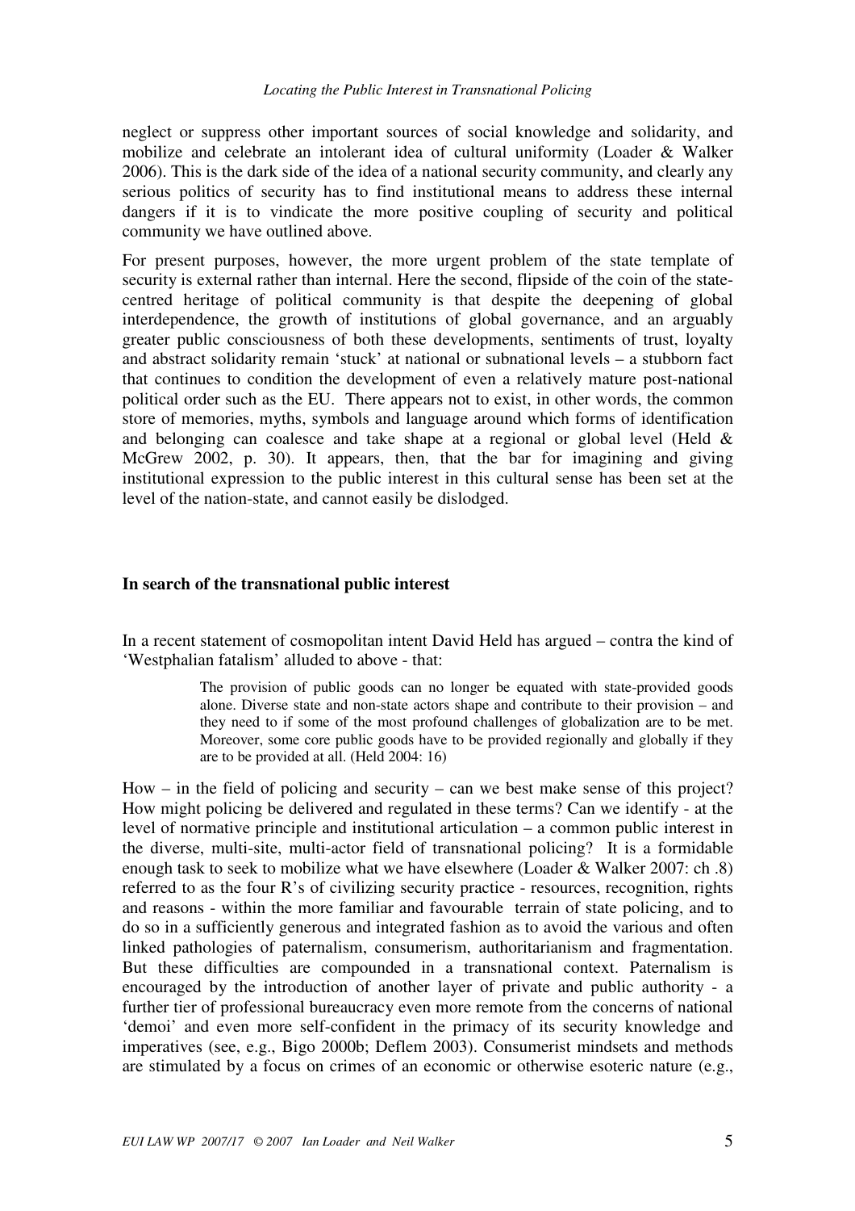neglect or suppress other important sources of social knowledge and solidarity, and mobilize and celebrate an intolerant idea of cultural uniformity (Loader & Walker 2006). This is the dark side of the idea of a national security community, and clearly any serious politics of security has to find institutional means to address these internal dangers if it is to vindicate the more positive coupling of security and political community we have outlined above.

For present purposes, however, the more urgent problem of the state template of security is external rather than internal. Here the second, flipside of the coin of the state-centred heritage of political community is that despite the deepening of global interdependence, the growth of institutions of global governance, and an arguably greater public consciousness of both these developments, sentiments of trust, loyalty and abstract solidarity remain 'stuck' at national or subnational levels – a stubborn fact that continues to condition the development of even a relatively mature post-national political order such as the EU. There appears not to exist, in other words, the common store of memories, myths, symbols and language around which forms of identification and belonging can coalesce and take shape at a regional or global level (Held & McGrew 2002, p. 30). It appears, then, that the bar for imagining and giving institutional expression to the public interest in this cultural sense has been set at the level of the nation-state, and cannot easily be dislodged.

## In search of the transnational public interest

In a recent statement of cosmopolitan intent David Held has argued – contra the kind of 'Westphalian fatalism' alluded to above - that:

> The provision of public goods can no longer be equated with state-provided goods alone. Diverse state and non-state actors shape and contribute to their provision – and they need to if some of the most profound challenges of globalization are to be met. Moreover, some core public goods have to be provided regionally and globally if they are to be provided at all. (Held 2004: 16)

How – in the field of policing and security – can we best make sense of this project? How might policing be delivered and regulated in these terms? Can we identify - at the level of normative principle and institutional articulation – a common public interest in the diverse, multi-site, multi-actor field of transnational policing? It is a formidable enough task to seek to mobilize what we have elsewhere (Loader & Walker 2007: ch .8) referred to as the four R's of civilizing security practice - resources, recognition, rights and reasons - within the more familiar and favourable terrain of state policing, and to do so in a sufficiently generous and integrated fashion as to avoid the various and often linked pathologies of paternalism, consumerism, authoritarianism and fragmentation. But these difficulties are compounded in a transnational context. Paternalism is encouraged by the introduction of another layer of private and public authority - a further tier of professional bureaucracy even more remote from the concerns of national 'demoi' and even more self-confident in the primacy of its security knowledge and imperatives (see, e.g., Bigo 2000b; Deflem 2003). Consumerist mindsets and methods are stimulated by a focus on crimes of an economic or otherwise esoteric nature (e.g.,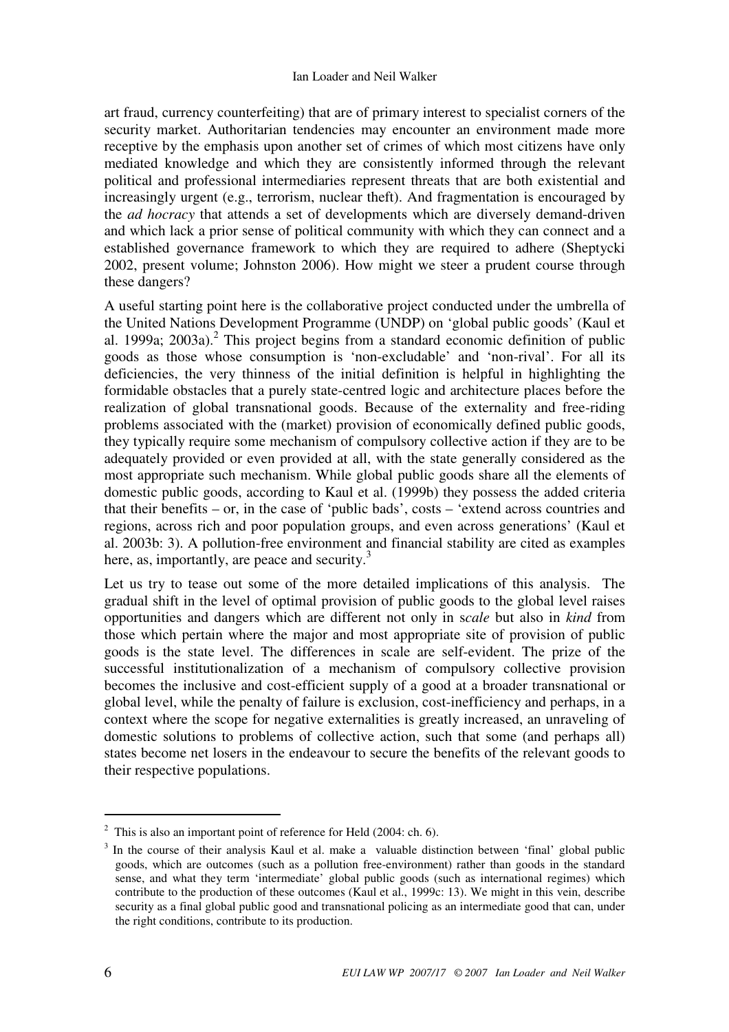art fraud, currency counterfeiting) that are of primary interest to specialist corners of the security market. Authoritarian tendencies may encounter an environment made more receptive by the emphasis upon another set of crimes of which most citizens have only mediated knowledge and which they are consistently informed through the relevant political and professional intermediaries represent threats that are both existential and increasingly urgent (e.g., terrorism, nuclear theft). And fragmentation is encouraged by the *ad hocracy* that attends a set of developments which are diversely demand-driven and which lack a prior sense of political community with which they can connect and a established governance framework to which they are required to adhere (Sheptycki 2002, present volume; Johnston 2006). How might we steer a prudent course through these dangers?

A useful starting point here is the collaborative project conducted under the umbrella of the United Nations Development Programme (UNDP) on 'global public goods' (Kaul et al. 1999a; 2003a).[2] This project begins from a standard economic definition of public goods as those whose consumption is 'non-excludable' and 'non-rival'. For all its deficiencies, the very thinness of the initial definition is helpful in highlighting the formidable obstacles that a purely state-centred logic and architecture places before the realization of global transnational goods. Because of the externality and free-riding problems associated with the (market) provision of economically defined public goods, they typically require some mechanism of compulsory collective action if they are to be adequately provided or even provided at all, with the state generally considered as the most appropriate such mechanism. While global public goods share all the elements of domestic public goods, according to Kaul et al. (1999b) they possess the added criteria that their benefits – or, in the case of 'public bads', costs – 'extend across countries and regions, across rich and poor population groups, and even across generations' (Kaul et al. 2003b: 3). A pollution-free environment and financial stability are cited as examples here, as, importantly, are peace and security.[3]

Let us try to tease out some of the more detailed implications of this analysis. The gradual shift in the level of optimal provision of public goods to the global level raises opportunities and dangers which are different not only in s*cale* but also in *kind* from those which pertain where the major and most appropriate site of provision of public goods is the state level. The differences in scale are self-evident. The prize of the successful institutionalization of a mechanism of compulsory collective provision becomes the inclusive and cost-efficient supply of a good at a broader transnational or global level, while the penalty of failure is exclusion, cost-inefficiency and perhaps, in a context where the scope for negative externalities is greatly increased, an unraveling of domestic solutions to problems of collective action, such that some (and perhaps all) states become net losers in the endeavour to secure the benefits of the relevant goods to their respective populations.

---

[2] This is also an important point of reference for Held (2004: ch. 6).

[3] In the course of their analysis Kaul et al. make a valuable distinction between 'final' global public goods, which are outcomes (such as a pollution free-environment) rather than goods in the standard sense, and what they term 'intermediate' global public goods (such as international regimes) which contribute to the production of these outcomes (Kaul et al., 1999c: 13). We might in this vein, describe security as a final global public good and transnational policing as an intermediate good that can, under the right conditions, contribute to its production.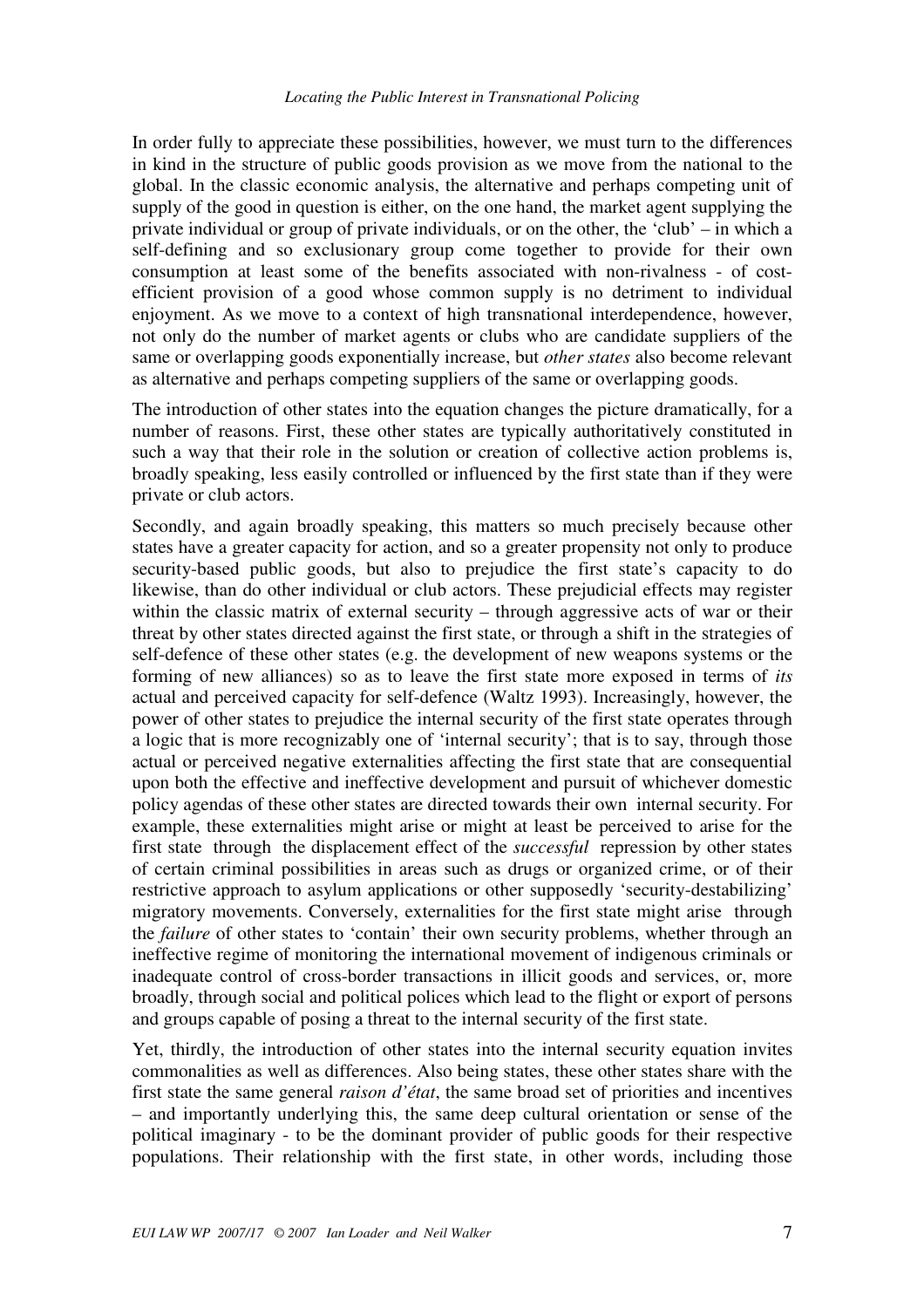In order fully to appreciate these possibilities, however, we must turn to the differences in kind in the structure of public goods provision as we move from the national to the global. In the classic economic analysis, the alternative and perhaps competing unit of supply of the good in question is either, on the one hand, the market agent supplying the private individual or group of private individuals, or on the other, the 'club' – in which a self-defining and so exclusionary group come together to provide for their own consumption at least some of the benefits associated with non-rivalness - of cost-efficient provision of a good whose common supply is no detriment to individual enjoyment. As we move to a context of high transnational interdependence, however, not only do the number of market agents or clubs who are candidate suppliers of the same or overlapping goods exponentially increase, but *other states* also become relevant as alternative and perhaps competing suppliers of the same or overlapping goods.

The introduction of other states into the equation changes the picture dramatically, for a number of reasons. First, these other states are typically authoritatively constituted in such a way that their role in the solution or creation of collective action problems is, broadly speaking, less easily controlled or influenced by the first state than if they were private or club actors.

Secondly, and again broadly speaking, this matters so much precisely because other states have a greater capacity for action, and so a greater propensity not only to produce security-based public goods, but also to prejudice the first state's capacity to do likewise, than do other individual or club actors. These prejudicial effects may register within the classic matrix of external security – through aggressive acts of war or their threat by other states directed against the first state, or through a shift in the strategies of self-defence of these other states (e.g. the development of new weapons systems or the forming of new alliances) so as to leave the first state more exposed in terms of *its* actual and perceived capacity for self-defence (Waltz 1993). Increasingly, however, the power of other states to prejudice the internal security of the first state operates through a logic that is more recognizably one of 'internal security'; that is to say, through those actual or perceived negative externalities affecting the first state that are consequential upon both the effective and ineffective development and pursuit of whichever domestic policy agendas of these other states are directed towards their own internal security. For example, these externalities might arise or might at least be perceived to arise for the first state through the displacement effect of the *successful* repression by other states of certain criminal possibilities in areas such as drugs or organized crime, or of their restrictive approach to asylum applications or other supposedly 'security-destabilizing' migratory movements. Conversely, externalities for the first state might arise through the *failure* of other states to 'contain' their own security problems, whether through an ineffective regime of monitoring the international movement of indigenous criminals or inadequate control of cross-border transactions in illicit goods and services, or, more broadly, through social and political polices which lead to the flight or export of persons and groups capable of posing a threat to the internal security of the first state.

Yet, thirdly, the introduction of other states into the internal security equation invites commonalities as well as differences. Also being states, these other states share with the first state the same general *raison d'état*, the same broad set of priorities and incentives – and importantly underlying this, the same deep cultural orientation or sense of the political imaginary - to be the dominant provider of public goods for their respective populations. Their relationship with the first state, in other words, including those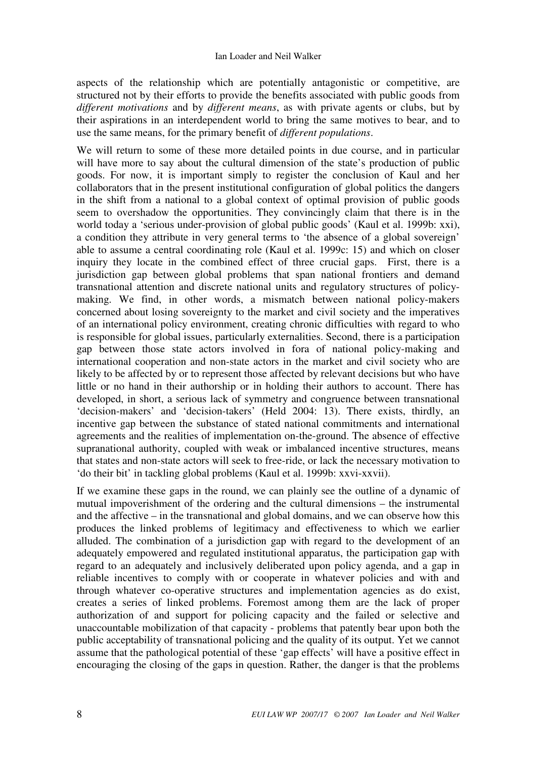aspects of the relationship which are potentially antagonistic or competitive, are structured not by their efforts to provide the benefits associated with public goods from *different motivations* and by *different means*, as with private agents or clubs, but by their aspirations in an interdependent world to bring the same motives to bear, and to use the same means, for the primary benefit of *different populations*.

We will return to some of these more detailed points in due course, and in particular will have more to say about the cultural dimension of the state's production of public goods. For now, it is important simply to register the conclusion of Kaul and her collaborators that in the present institutional configuration of global politics the dangers in the shift from a national to a global context of optimal provision of public goods seem to overshadow the opportunities. They convincingly claim that there is in the world today a 'serious under-provision of global public goods' (Kaul et al. 1999b: xxi), a condition they attribute in very general terms to 'the absence of a global sovereign' able to assume a central coordinating role (Kaul et al. 1999c: 15) and which on closer inquiry they locate in the combined effect of three crucial gaps. First, there is a jurisdiction gap between global problems that span national frontiers and demand transnational attention and discrete national units and regulatory structures of policy-making. We find, in other words, a mismatch between national policy-makers concerned about losing sovereignty to the market and civil society and the imperatives of an international policy environment, creating chronic difficulties with regard to who is responsible for global issues, particularly externalities. Second, there is a participation gap between those state actors involved in fora of national policy-making and international cooperation and non-state actors in the market and civil society who are likely to be affected by or to represent those affected by relevant decisions but who have little or no hand in their authorship or in holding their authors to account. There has developed, in short, a serious lack of symmetry and congruence between transnational 'decision-makers' and 'decision-takers' (Held 2004: 13). There exists, thirdly, an incentive gap between the substance of stated national commitments and international agreements and the realities of implementation on-the-ground. The absence of effective supranational authority, coupled with weak or imbalanced incentive structures, means that states and non-state actors will seek to free-ride, or lack the necessary motivation to 'do their bit' in tackling global problems (Kaul et al. 1999b: xxvi-xxvii).

If we examine these gaps in the round, we can plainly see the outline of a dynamic of mutual impoverishment of the ordering and the cultural dimensions – the instrumental and the affective – in the transnational and global domains, and we can observe how this produces the linked problems of legitimacy and effectiveness to which we earlier alluded. The combination of a jurisdiction gap with regard to the development of an adequately empowered and regulated institutional apparatus, the participation gap with regard to an adequately and inclusively deliberated upon policy agenda, and a gap in reliable incentives to comply with or cooperate in whatever policies and with and through whatever co-operative structures and implementation agencies as do exist, creates a series of linked problems. Foremost among them are the lack of proper authorization of and support for policing capacity and the failed or selective and unaccountable mobilization of that capacity - problems that patently bear upon both the public acceptability of transnational policing and the quality of its output. Yet we cannot assume that the pathological potential of these 'gap effects' will have a positive effect in encouraging the closing of the gaps in question. Rather, the danger is that the problems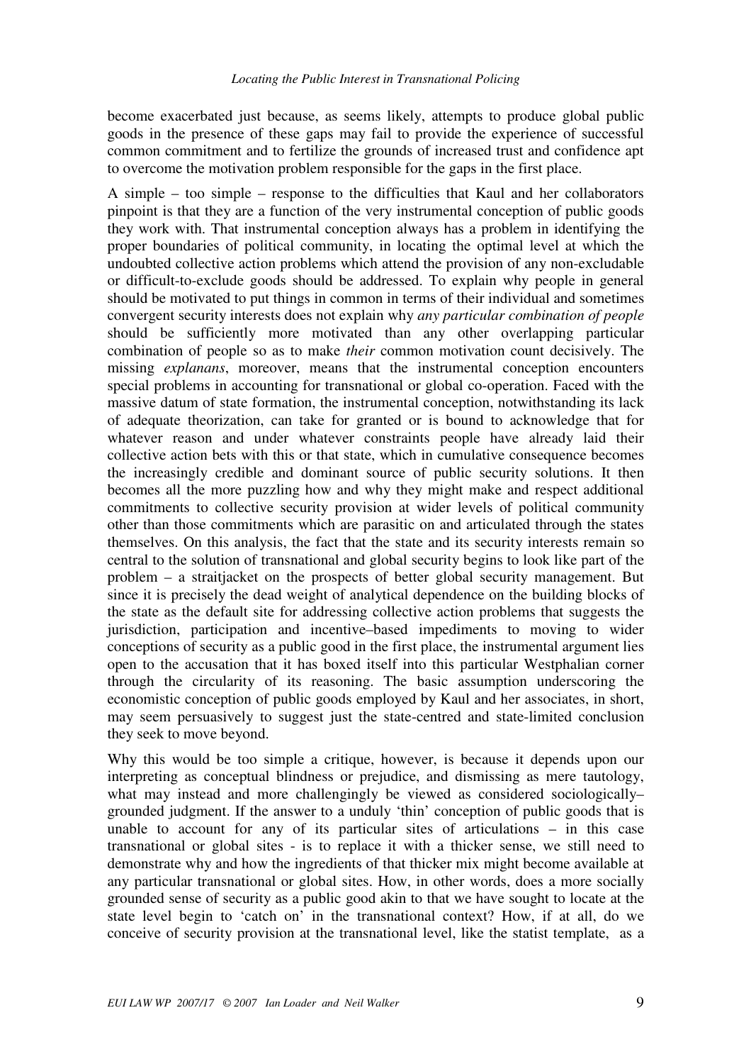become exacerbated just because, as seems likely, attempts to produce global public goods in the presence of these gaps may fail to provide the experience of successful common commitment and to fertilize the grounds of increased trust and confidence apt to overcome the motivation problem responsible for the gaps in the first place.

A simple – too simple – response to the difficulties that Kaul and her collaborators pinpoint is that they are a function of the very instrumental conception of public goods they work with. That instrumental conception always has a problem in identifying the proper boundaries of political community, in locating the optimal level at which the undoubted collective action problems which attend the provision of any non-excludable or difficult-to-exclude goods should be addressed. To explain why people in general should be motivated to put things in common in terms of their individual and sometimes convergent security interests does not explain why *any particular combination of people* should be sufficiently more motivated than any other overlapping particular combination of people so as to make *their* common motivation count decisively. The missing *explanans*, moreover, means that the instrumental conception encounters special problems in accounting for transnational or global co-operation. Faced with the massive datum of state formation, the instrumental conception, notwithstanding its lack of adequate theorization, can take for granted or is bound to acknowledge that for whatever reason and under whatever constraints people have already laid their collective action bets with this or that state, which in cumulative consequence becomes the increasingly credible and dominant source of public security solutions. It then becomes all the more puzzling how and why they might make and respect additional commitments to collective security provision at wider levels of political community other than those commitments which are parasitic on and articulated through the states themselves. On this analysis, the fact that the state and its security interests remain so central to the solution of transnational and global security begins to look like part of the problem – a straitjacket on the prospects of better global security management. But since it is precisely the dead weight of analytical dependence on the building blocks of the state as the default site for addressing collective action problems that suggests the jurisdiction, participation and incentive–based impediments to moving to wider conceptions of security as a public good in the first place, the instrumental argument lies open to the accusation that it has boxed itself into this particular Westphalian corner through the circularity of its reasoning. The basic assumption underscoring the economistic conception of public goods employed by Kaul and her associates, in short, may seem persuasively to suggest just the state-centred and state-limited conclusion they seek to move beyond.

Why this would be too simple a critique, however, is because it depends upon our interpreting as conceptual blindness or prejudice, and dismissing as mere tautology, what may instead and more challengingly be viewed as considered sociologically–grounded judgment. If the answer to a unduly 'thin' conception of public goods that is unable to account for any of its particular sites of articulations – in this case transnational or global sites - is to replace it with a thicker sense, we still need to demonstrate why and how the ingredients of that thicker mix might become available at any particular transnational or global sites. How, in other words, does a more socially grounded sense of security as a public good akin to that we have sought to locate at the state level begin to 'catch on' in the transnational context? How, if at all, do we conceive of security provision at the transnational level, like the statist template, as a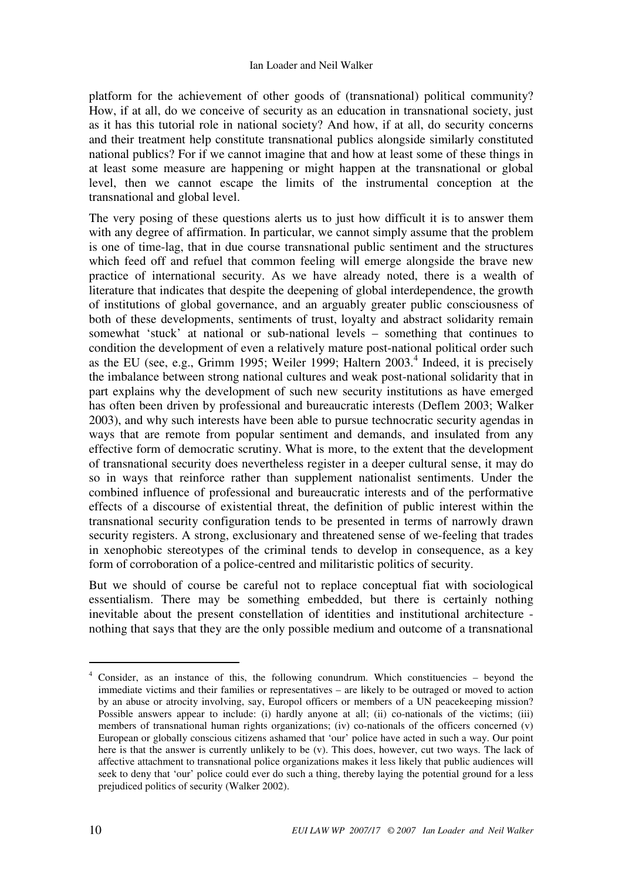platform for the achievement of other goods of (transnational) political community? How, if at all, do we conceive of security as an education in transnational society, just as it has this tutorial role in national society? And how, if at all, do security concerns and their treatment help constitute transnational publics alongside similarly constituted national publics? For if we cannot imagine that and how at least some of these things in at least some measure are happening or might happen at the transnational or global level, then we cannot escape the limits of the instrumental conception at the transnational and global level.

The very posing of these questions alerts us to just how difficult it is to answer them with any degree of affirmation. In particular, we cannot simply assume that the problem is one of time-lag, that in due course transnational public sentiment and the structures which feed off and refuel that common feeling will emerge alongside the brave new practice of international security. As we have already noted, there is a wealth of literature that indicates that despite the deepening of global interdependence, the growth of institutions of global governance, and an arguably greater public consciousness of both of these developments, sentiments of trust, loyalty and abstract solidarity remain somewhat 'stuck' at national or sub-national levels – something that continues to condition the development of even a relatively mature post-national political order such as the EU (see, e.g., Grimm 1995; Weiler 1999; Haltern 2003.[4] Indeed, it is precisely the imbalance between strong national cultures and weak post-national solidarity that in part explains why the development of such new security institutions as have emerged has often been driven by professional and bureaucratic interests (Deflem 2003; Walker 2003), and why such interests have been able to pursue technocratic security agendas in ways that are remote from popular sentiment and demands, and insulated from any effective form of democratic scrutiny. What is more, to the extent that the development of transnational security does nevertheless register in a deeper cultural sense, it may do so in ways that reinforce rather than supplement nationalist sentiments. Under the combined influence of professional and bureaucratic interests and of the performative effects of a discourse of existential threat, the definition of public interest within the transnational security configuration tends to be presented in terms of narrowly drawn security registers. A strong, exclusionary and threatened sense of we-feeling that trades in xenophobic stereotypes of the criminal tends to develop in consequence, as a key form of corroboration of a police-centred and militaristic politics of security.

But we should of course be careful not to replace conceptual fiat with sociological essentialism. There may be something embedded, but there is certainly nothing inevitable about the present constellation of identities and institutional architecture - nothing that says that they are the only possible medium and outcome of a transnational

---

[4] Consider, as an instance of this, the following conundrum. Which constituencies – beyond the immediate victims and their families or representatives – are likely to be outraged or moved to action by an abuse or atrocity involving, say, Europol officers or members of a UN peacekeeping mission? Possible answers appear to include: (i) hardly anyone at all; (ii) co-nationals of the victims; (iii) members of transnational human rights organizations; (iv) co-nationals of the officers concerned (v) European or globally conscious citizens ashamed that 'our' police have acted in such a way. Our point here is that the answer is currently unlikely to be (v). This does, however, cut two ways. The lack of affective attachment to transnational police organizations makes it less likely that public audiences will seek to deny that 'our' police could ever do such a thing, thereby laying the potential ground for a less prejudiced politics of security (Walker 2002).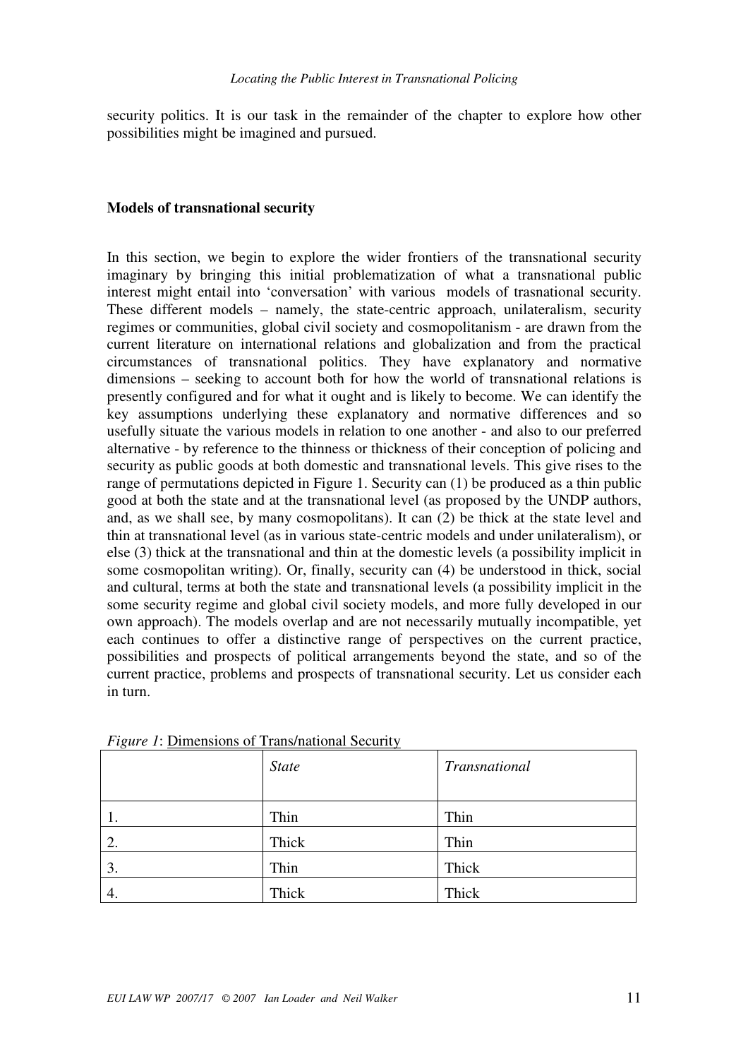security politics. It is our task in the remainder of the chapter to explore how other possibilities might be imagined and pursued.

## Models of transnational security

In this section, we begin to explore the wider frontiers of the transnational security imaginary by bringing this initial problematization of what a transnational public interest might entail into 'conversation' with various models of trasnational security. These different models – namely, the state-centric approach, unilateralism, security regimes or communities, global civil society and cosmopolitanism - are drawn from the current literature on international relations and globalization and from the practical circumstances of transnational politics. They have explanatory and normative dimensions – seeking to account both for how the world of transnational relations is presently configured and for what it ought and is likely to become. We can identify the key assumptions underlying these explanatory and normative differences and so usefully situate the various models in relation to one another - and also to our preferred alternative - by reference to the thinness or thickness of their conception of policing and security as public goods at both domestic and transnational levels. This give rises to the range of permutations depicted in Figure 1. Security can (1) be produced as a thin public good at both the state and at the transnational level (as proposed by the UNDP authors, and, as we shall see, by many cosmopolitans). It can (2) be thick at the state level and thin at transnational level (as in various state-centric models and under unilateralism), or else (3) thick at the transnational and thin at the domestic levels (a possibility implicit in some cosmopolitan writing). Or, finally, security can (4) be understood in thick, social and cultural, terms at both the state and transnational levels (a possibility implicit in the some security regime and global civil society models, and more fully developed in our own approach). The models overlap and are not necessarily mutually incompatible, yet each continues to offer a distinctive range of perspectives on the current practice, possibilities and prospects of political arrangements beyond the state, and so of the current practice, problems and prospects of transnational security. Let us consider each in turn.

*Figure 1*: Dimensions of Trans/national Security

| | *State* | *Transnational* |
|---|---|---|
| 1. | Thin | Thin |
| 2. | Thick | Thin |
| 3. | Thin | Thick |
| 4. | Thick | Thick |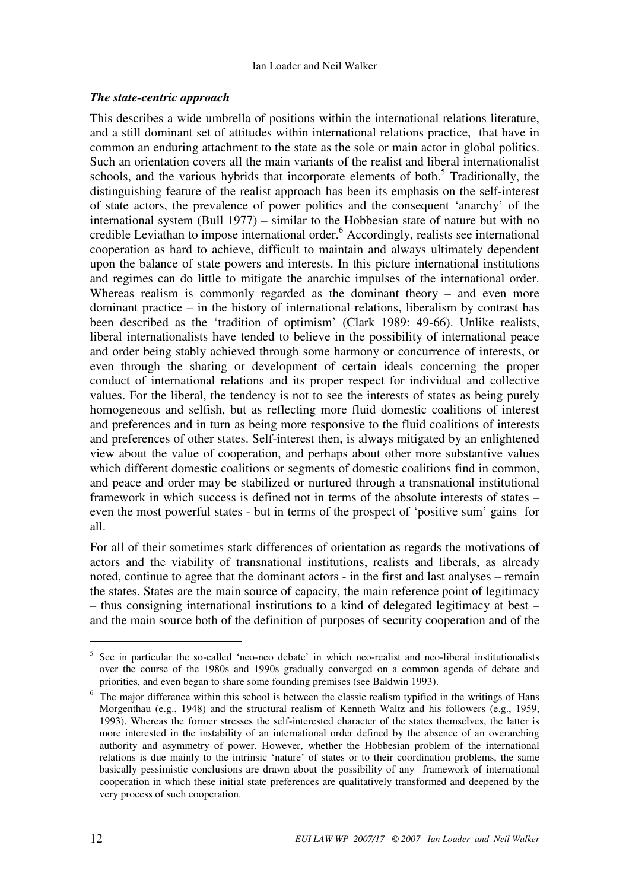### *The state-centric approach*

This describes a wide umbrella of positions within the international relations literature, and a still dominant set of attitudes within international relations practice, that have in common an enduring attachment to the state as the sole or main actor in global politics. Such an orientation covers all the main variants of the realist and liberal internationalist schools, and the various hybrids that incorporate elements of both.[5] Traditionally, the distinguishing feature of the realist approach has been its emphasis on the self-interest of state actors, the prevalence of power politics and the consequent 'anarchy' of the international system (Bull 1977) – similar to the Hobbesian state of nature but with no credible Leviathan to impose international order.[6] Accordingly, realists see international cooperation as hard to achieve, difficult to maintain and always ultimately dependent upon the balance of state powers and interests. In this picture international institutions and regimes can do little to mitigate the anarchic impulses of the international order. Whereas realism is commonly regarded as the dominant theory – and even more dominant practice – in the history of international relations, liberalism by contrast has been described as the 'tradition of optimism' (Clark 1989: 49-66). Unlike realists, liberal internationalists have tended to believe in the possibility of international peace and order being stably achieved through some harmony or concurrence of interests, or even through the sharing or development of certain ideals concerning the proper conduct of international relations and its proper respect for individual and collective values. For the liberal, the tendency is not to see the interests of states as being purely homogeneous and selfish, but as reflecting more fluid domestic coalitions of interest and preferences and in turn as being more responsive to the fluid coalitions of interests and preferences of other states. Self-interest then, is always mitigated by an enlightened view about the value of cooperation, and perhaps about other more substantive values which different domestic coalitions or segments of domestic coalitions find in common, and peace and order may be stabilized or nurtured through a transnational institutional framework in which success is defined not in terms of the absolute interests of states – even the most powerful states - but in terms of the prospect of 'positive sum' gains for all.

For all of their sometimes stark differences of orientation as regards the motivations of actors and the viability of transnational institutions, realists and liberals, as already noted, continue to agree that the dominant actors - in the first and last analyses – remain the states. States are the main source of capacity, the main reference point of legitimacy – thus consigning international institutions to a kind of delegated legitimacy at best – and the main source both of the definition of purposes of security cooperation and of the

---

[5] See in particular the so-called 'neo-neo debate' in which neo-realist and neo-liberal institutionalists over the course of the 1980s and 1990s gradually converged on a common agenda of debate and priorities, and even began to share some founding premises (see Baldwin 1993).

[6] The major difference within this school is between the classic realism typified in the writings of Hans Morgenthau (e.g., 1948) and the structural realism of Kenneth Waltz and his followers (e.g., 1959, 1993). Whereas the former stresses the self-interested character of the states themselves, the latter is more interested in the instability of an international order defined by the absence of an overarching authority and asymmetry of power. However, whether the Hobbesian problem of the international relations is due mainly to the intrinsic 'nature' of states or to their coordination problems, the same basically pessimistic conclusions are drawn about the possibility of any framework of international cooperation in which these initial state preferences are qualitatively transformed and deepened by the very process of such cooperation.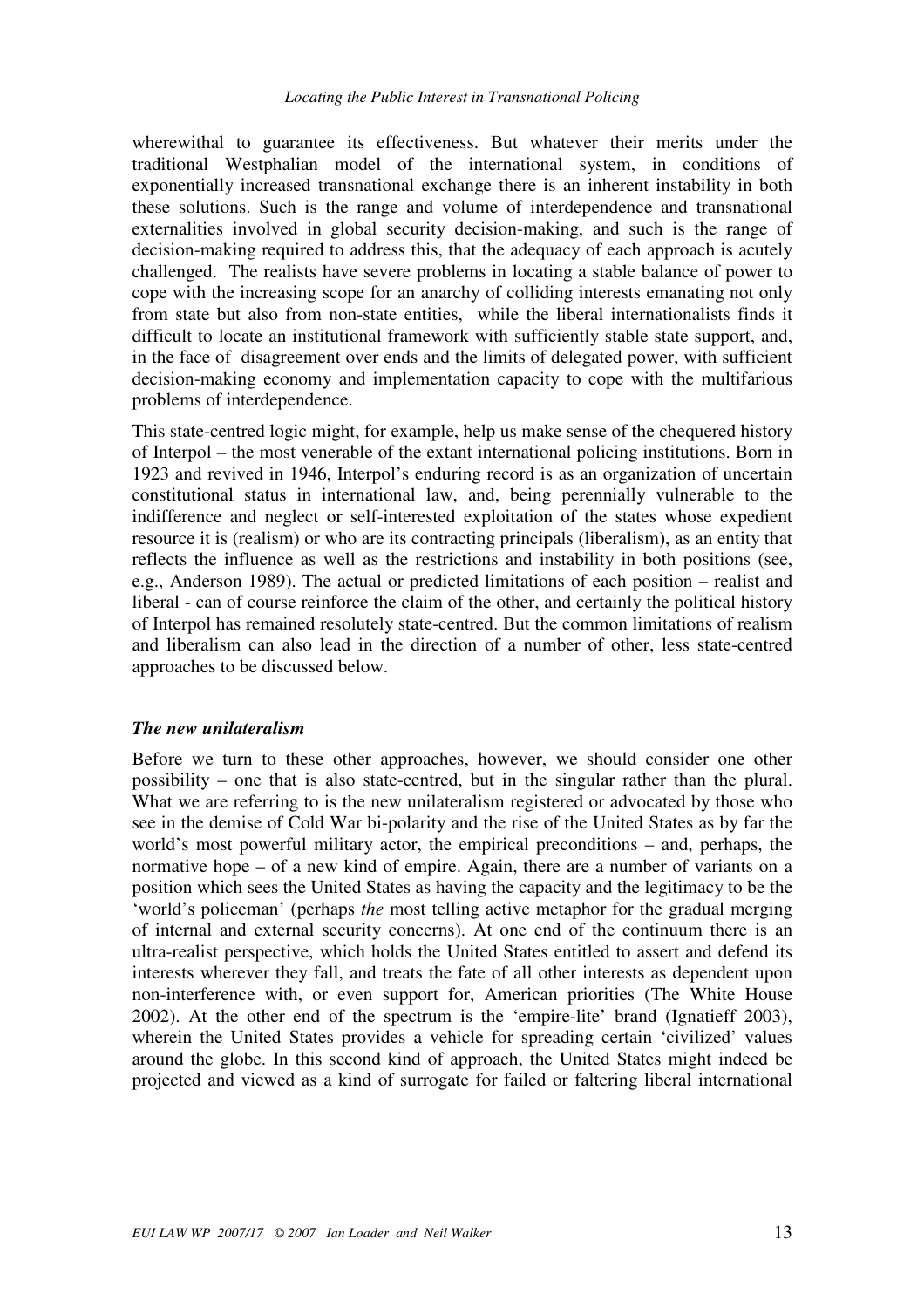wherewithal to guarantee its effectiveness. But whatever their merits under the traditional Westphalian model of the international system, in conditions of exponentially increased transnational exchange there is an inherent instability in both these solutions. Such is the range and volume of interdependence and transnational externalities involved in global security decision-making, and such is the range of decision-making required to address this, that the adequacy of each approach is acutely challenged. The realists have severe problems in locating a stable balance of power to cope with the increasing scope for an anarchy of colliding interests emanating not only from state but also from non-state entities, while the liberal internationalists finds it difficult to locate an institutional framework with sufficiently stable state support, and, in the face of disagreement over ends and the limits of delegated power, with sufficient decision-making economy and implementation capacity to cope with the multifarious problems of interdependence.

This state-centred logic might, for example, help us make sense of the chequered history of Interpol – the most venerable of the extant international policing institutions. Born in 1923 and revived in 1946, Interpol's enduring record is as an organization of uncertain constitutional status in international law, and, being perennially vulnerable to the indifference and neglect or self-interested exploitation of the states whose expedient resource it is (realism) or who are its contracting principals (liberalism), as an entity that reflects the influence as well as the restrictions and instability in both positions (see, e.g., Anderson 1989). The actual or predicted limitations of each position – realist and liberal - can of course reinforce the claim of the other, and certainly the political history of Interpol has remained resolutely state-centred. But the common limitations of realism and liberalism can also lead in the direction of a number of other, less state-centred approaches to be discussed below.

### *The new unilateralism*

Before we turn to these other approaches, however, we should consider one other possibility – one that is also state-centred, but in the singular rather than the plural. What we are referring to is the new unilateralism registered or advocated by those who see in the demise of Cold War bi-polarity and the rise of the United States as by far the world's most powerful military actor, the empirical preconditions – and, perhaps, the normative hope – of a new kind of empire. Again, there are a number of variants on a position which sees the United States as having the capacity and the legitimacy to be the 'world's policeman' (perhaps *the* most telling active metaphor for the gradual merging of internal and external security concerns). At one end of the continuum there is an ultra-realist perspective, which holds the United States entitled to assert and defend its interests wherever they fall, and treats the fate of all other interests as dependent upon non-interference with, or even support for, American priorities (The White House 2002). At the other end of the spectrum is the 'empire-lite' brand (Ignatieff 2003), wherein the United States provides a vehicle for spreading certain 'civilized' values around the globe. In this second kind of approach, the United States might indeed be projected and viewed as a kind of surrogate for failed or faltering liberal international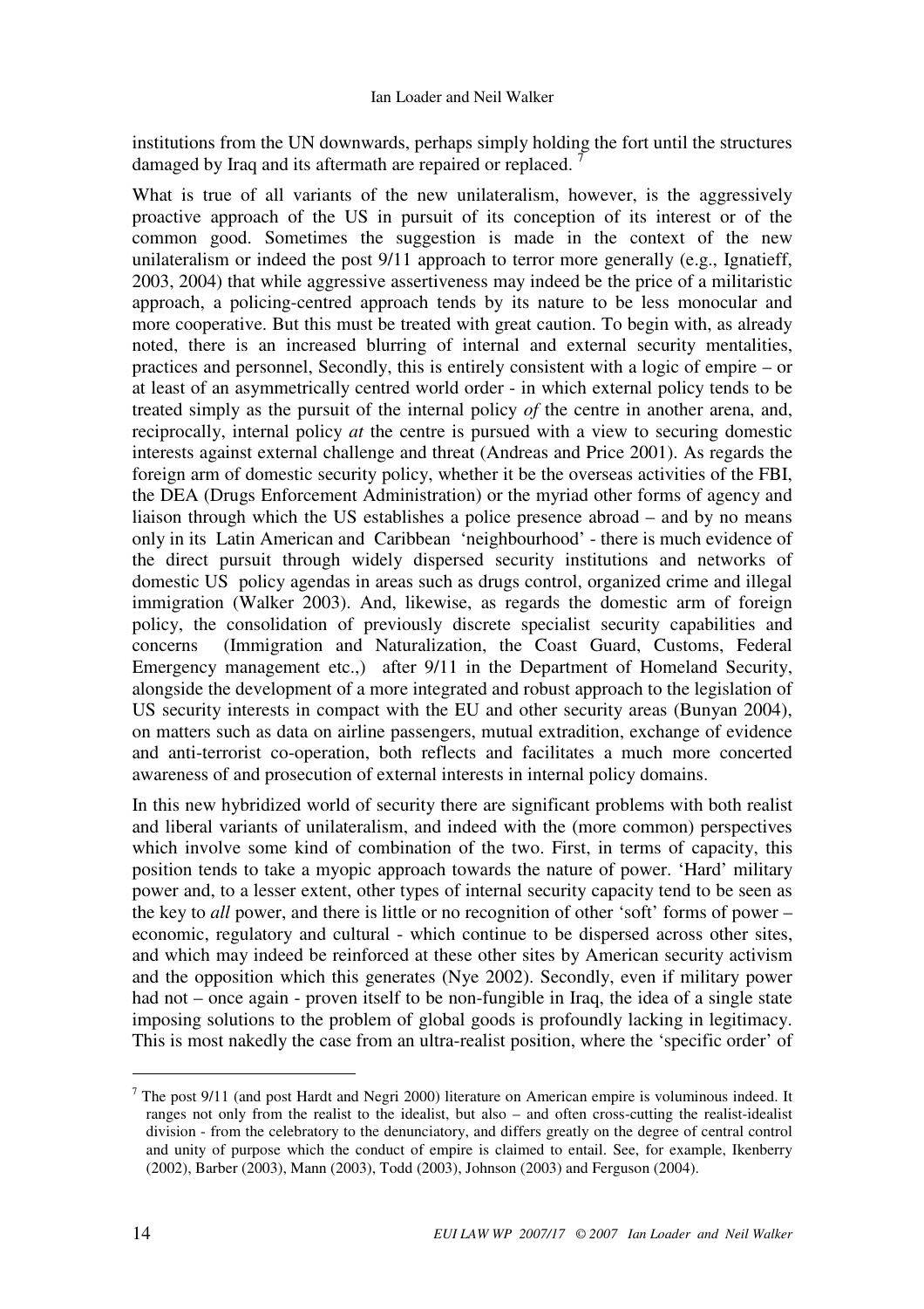institutions from the UN downwards, perhaps simply holding the fort until the structures damaged by Iraq and its aftermath are repaired or replaced. [7]

What is true of all variants of the new unilateralism, however, is the aggressively proactive approach of the US in pursuit of its conception of its interest or of the common good. Sometimes the suggestion is made in the context of the new unilateralism or indeed the post 9/11 approach to terror more generally (e.g., Ignatieff, 2003, 2004) that while aggressive assertiveness may indeed be the price of a militaristic approach, a policing-centred approach tends by its nature to be less monocular and more cooperative. But this must be treated with great caution. To begin with, as already noted, there is an increased blurring of internal and external security mentalities, practices and personnel, Secondly, this is entirely consistent with a logic of empire – or at least of an asymmetrically centred world order - in which external policy tends to be treated simply as the pursuit of the internal policy *of* the centre in another arena, and, reciprocally, internal policy *at* the centre is pursued with a view to securing domestic interests against external challenge and threat (Andreas and Price 2001). As regards the foreign arm of domestic security policy, whether it be the overseas activities of the FBI, the DEA (Drugs Enforcement Administration) or the myriad other forms of agency and liaison through which the US establishes a police presence abroad – and by no means only in its Latin American and Caribbean 'neighbourhood' - there is much evidence of the direct pursuit through widely dispersed security institutions and networks of domestic US policy agendas in areas such as drugs control, organized crime and illegal immigration (Walker 2003). And, likewise, as regards the domestic arm of foreign policy, the consolidation of previously discrete specialist security capabilities and concerns (Immigration and Naturalization, the Coast Guard, Customs, Federal Emergency management etc.,) after 9/11 in the Department of Homeland Security, alongside the development of a more integrated and robust approach to the legislation of US security interests in compact with the EU and other security areas (Bunyan 2004), on matters such as data on airline passengers, mutual extradition, exchange of evidence and anti-terrorist co-operation, both reflects and facilitates a much more concerted awareness of and prosecution of external interests in internal policy domains.

In this new hybridized world of security there are significant problems with both realist and liberal variants of unilateralism, and indeed with the (more common) perspectives which involve some kind of combination of the two. First, in terms of capacity, this position tends to take a myopic approach towards the nature of power. 'Hard' military power and, to a lesser extent, other types of internal security capacity tend to be seen as the key to *all* power, and there is little or no recognition of other 'soft' forms of power – economic, regulatory and cultural - which continue to be dispersed across other sites, and which may indeed be reinforced at these other sites by American security activism and the opposition which this generates (Nye 2002). Secondly, even if military power had not – once again - proven itself to be non-fungible in Iraq, the idea of a single state imposing solutions to the problem of global goods is profoundly lacking in legitimacy. This is most nakedly the case from an ultra-realist position, where the 'specific order' of

---

[7] The post 9/11 (and post Hardt and Negri 2000) literature on American empire is voluminous indeed. It ranges not only from the realist to the idealist, but also – and often cross-cutting the realist-idealist division - from the celebratory to the denunciatory, and differs greatly on the degree of central control and unity of purpose which the conduct of empire is claimed to entail. See, for example, Ikenberry (2002), Barber (2003), Mann (2003), Todd (2003), Johnson (2003) and Ferguson (2004).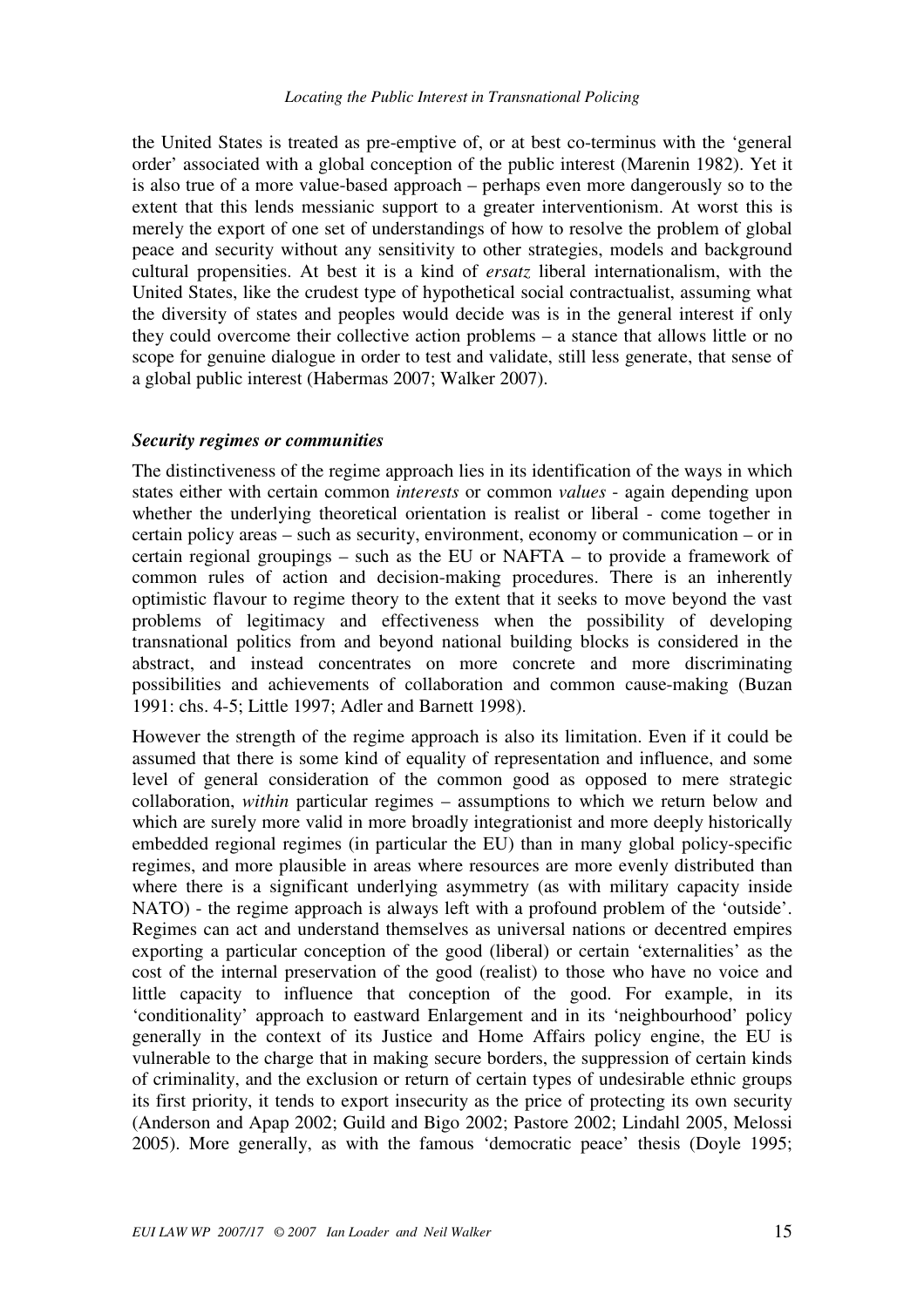the United States is treated as pre-emptive of, or at best co-terminus with the 'general order' associated with a global conception of the public interest (Marenin 1982). Yet it is also true of a more value-based approach – perhaps even more dangerously so to the extent that this lends messianic support to a greater interventionism. At worst this is merely the export of one set of understandings of how to resolve the problem of global peace and security without any sensitivity to other strategies, models and background cultural propensities. At best it is a kind of *ersatz* liberal internationalism, with the United States, like the crudest type of hypothetical social contractualist, assuming what the diversity of states and peoples would decide was is in the general interest if only they could overcome their collective action problems – a stance that allows little or no scope for genuine dialogue in order to test and validate, still less generate, that sense of a global public interest (Habermas 2007; Walker 2007).

### *Security regimes or communities*

The distinctiveness of the regime approach lies in its identification of the ways in which states either with certain common *interests* or common *values* - again depending upon whether the underlying theoretical orientation is realist or liberal - come together in certain policy areas – such as security, environment, economy or communication – or in certain regional groupings – such as the EU or NAFTA – to provide a framework of common rules of action and decision-making procedures. There is an inherently optimistic flavour to regime theory to the extent that it seeks to move beyond the vast problems of legitimacy and effectiveness when the possibility of developing transnational politics from and beyond national building blocks is considered in the abstract, and instead concentrates on more concrete and more discriminating possibilities and achievements of collaboration and common cause-making (Buzan 1991: chs. 4-5; Little 1997; Adler and Barnett 1998).

However the strength of the regime approach is also its limitation. Even if it could be assumed that there is some kind of equality of representation and influence, and some level of general consideration of the common good as opposed to mere strategic collaboration, *within* particular regimes – assumptions to which we return below and which are surely more valid in more broadly integrationist and more deeply historically embedded regional regimes (in particular the EU) than in many global policy-specific regimes, and more plausible in areas where resources are more evenly distributed than where there is a significant underlying asymmetry (as with military capacity inside NATO) - the regime approach is always left with a profound problem of the 'outside'. Regimes can act and understand themselves as universal nations or decentred empires exporting a particular conception of the good (liberal) or certain 'externalities' as the cost of the internal preservation of the good (realist) to those who have no voice and little capacity to influence that conception of the good. For example, in its 'conditionality' approach to eastward Enlargement and in its 'neighbourhood' policy generally in the context of its Justice and Home Affairs policy engine, the EU is vulnerable to the charge that in making secure borders, the suppression of certain kinds of criminality, and the exclusion or return of certain types of undesirable ethnic groups its first priority, it tends to export insecurity as the price of protecting its own security (Anderson and Apap 2002; Guild and Bigo 2002; Pastore 2002; Lindahl 2005, Melossi 2005). More generally, as with the famous 'democratic peace' thesis (Doyle 1995;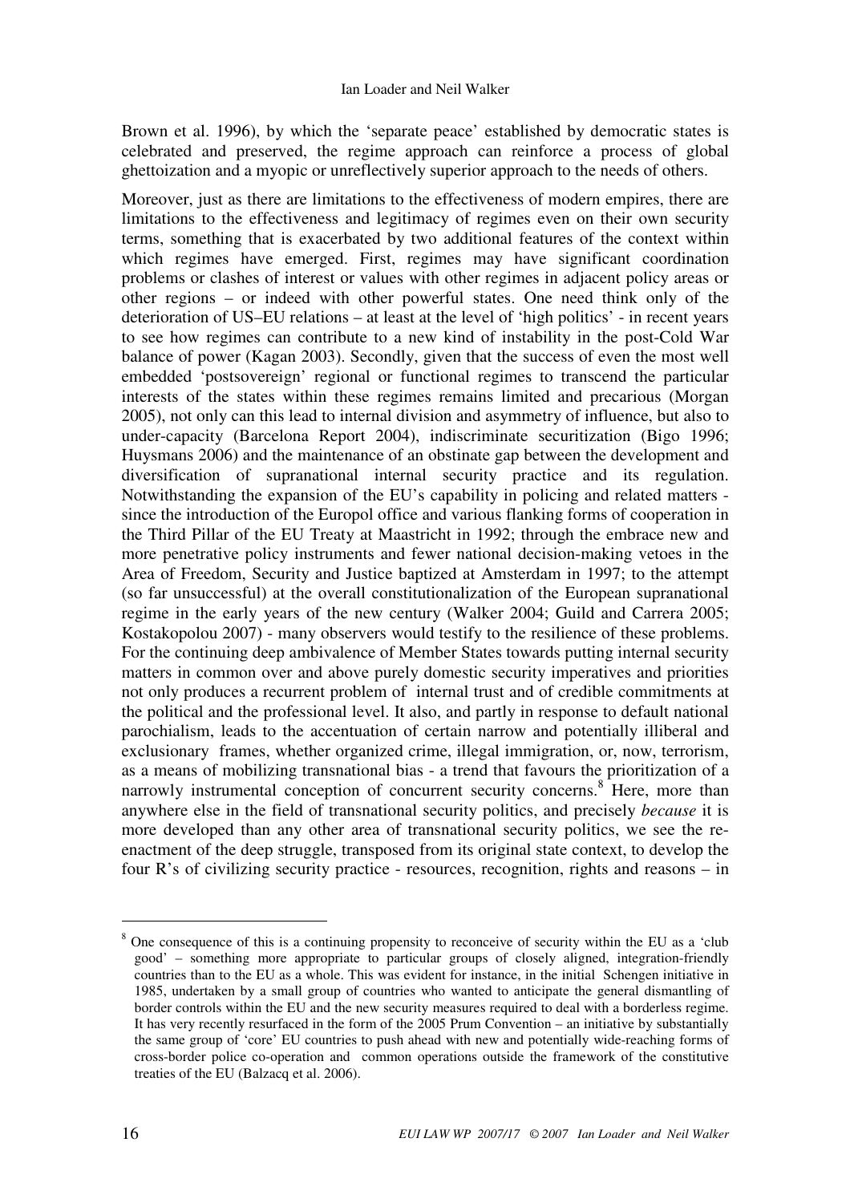Brown et al. 1996), by which the 'separate peace' established by democratic states is celebrated and preserved, the regime approach can reinforce a process of global ghettoization and a myopic or unreflectively superior approach to the needs of others.

Moreover, just as there are limitations to the effectiveness of modern empires, there are limitations to the effectiveness and legitimacy of regimes even on their own security terms, something that is exacerbated by two additional features of the context within which regimes have emerged. First, regimes may have significant coordination problems or clashes of interest or values with other regimes in adjacent policy areas or other regions – or indeed with other powerful states. One need think only of the deterioration of US–EU relations – at least at the level of 'high politics' - in recent years to see how regimes can contribute to a new kind of instability in the post-Cold War balance of power (Kagan 2003). Secondly, given that the success of even the most well embedded 'postsovereign' regional or functional regimes to transcend the particular interests of the states within these regimes remains limited and precarious (Morgan 2005), not only can this lead to internal division and asymmetry of influence, but also to under-capacity (Barcelona Report 2004), indiscriminate securitization (Bigo 1996; Huysmans 2006) and the maintenance of an obstinate gap between the development and diversification of supranational internal security practice and its regulation. Notwithstanding the expansion of the EU's capability in policing and related matters - since the introduction of the Europol office and various flanking forms of cooperation in the Third Pillar of the EU Treaty at Maastricht in 1992; through the embrace new and more penetrative policy instruments and fewer national decision-making vetoes in the Area of Freedom, Security and Justice baptized at Amsterdam in 1997; to the attempt (so far unsuccessful) at the overall constitutionalization of the European supranational regime in the early years of the new century (Walker 2004; Guild and Carrera 2005; Kostakopolou 2007) - many observers would testify to the resilience of these problems. For the continuing deep ambivalence of Member States towards putting internal security matters in common over and above purely domestic security imperatives and priorities not only produces a recurrent problem of internal trust and of credible commitments at the political and the professional level. It also, and partly in response to default national parochialism, leads to the accentuation of certain narrow and potentially illiberal and exclusionary frames, whether organized crime, illegal immigration, or, now, terrorism, as a means of mobilizing transnational bias - a trend that favours the prioritization of a narrowly instrumental conception of concurrent security concerns.[8] Here, more than anywhere else in the field of transnational security politics, and precisely *because* it is more developed than any other area of transnational security politics, we see the re-enactment of the deep struggle, transposed from its original state context, to develop the four R's of civilizing security practice - resources, recognition, rights and reasons – in

---

[8] One consequence of this is a continuing propensity to reconceive of security within the EU as a 'club good' – something more appropriate to particular groups of closely aligned, integration-friendly countries than to the EU as a whole. This was evident for instance, in the initial Schengen initiative in 1985, undertaken by a small group of countries who wanted to anticipate the general dismantling of border controls within the EU and the new security measures required to deal with a borderless regime. It has very recently resurfaced in the form of the 2005 Prum Convention – an initiative by substantially the same group of 'core' EU countries to push ahead with new and potentially wide-reaching forms of cross-border police co-operation and common operations outside the framework of the constitutive treaties of the EU (Balzacq et al. 2006).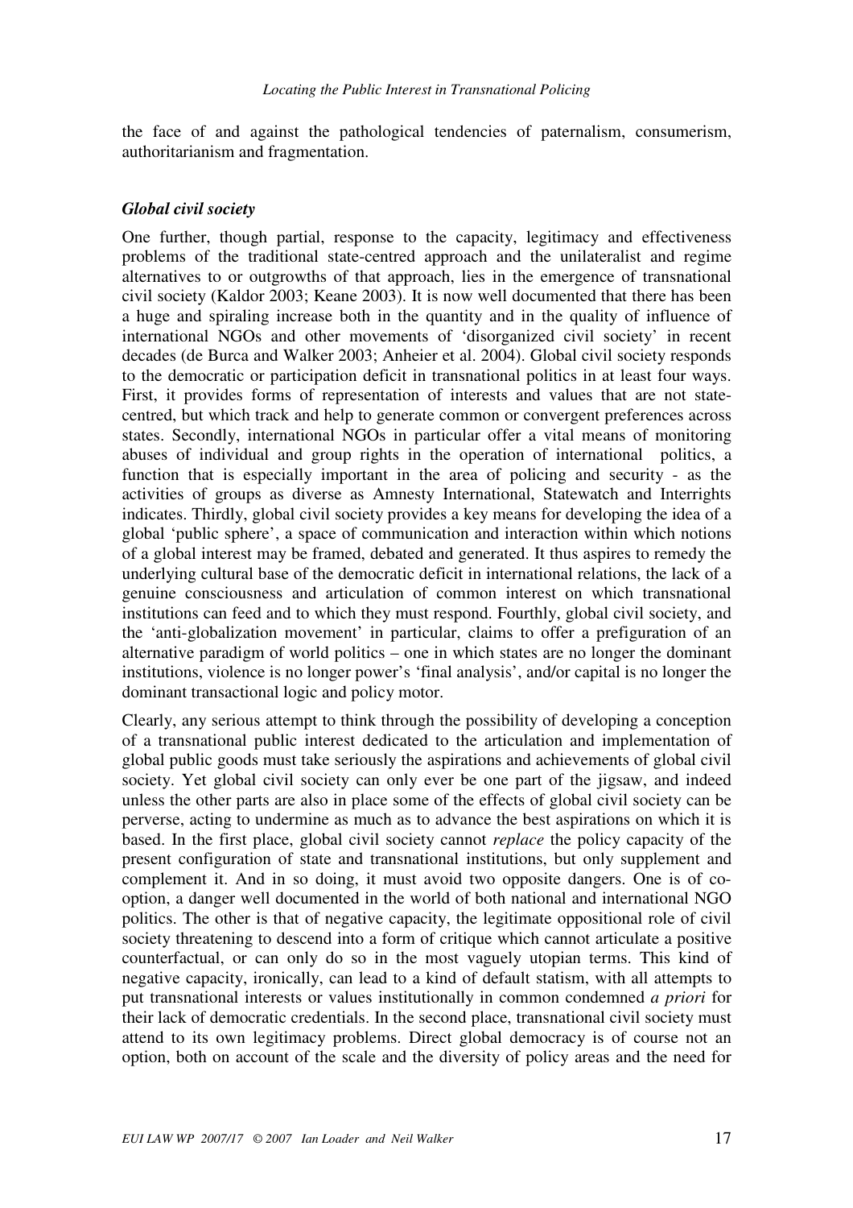the face of and against the pathological tendencies of paternalism, consumerism, authoritarianism and fragmentation.

### *Global civil society*

One further, though partial, response to the capacity, legitimacy and effectiveness problems of the traditional state-centred approach and the unilateralist and regime alternatives to or outgrowths of that approach, lies in the emergence of transnational civil society (Kaldor 2003; Keane 2003). It is now well documented that there has been a huge and spiraling increase both in the quantity and in the quality of influence of international NGOs and other movements of 'disorganized civil society' in recent decades (de Burca and Walker 2003; Anheier et al. 2004). Global civil society responds to the democratic or participation deficit in transnational politics in at least four ways. First, it provides forms of representation of interests and values that are not state-centred, but which track and help to generate common or convergent preferences across states. Secondly, international NGOs in particular offer a vital means of monitoring abuses of individual and group rights in the operation of international politics, a function that is especially important in the area of policing and security - as the activities of groups as diverse as Amnesty International, Statewatch and Interrights indicates. Thirdly, global civil society provides a key means for developing the idea of a global 'public sphere', a space of communication and interaction within which notions of a global interest may be framed, debated and generated. It thus aspires to remedy the underlying cultural base of the democratic deficit in international relations, the lack of a genuine consciousness and articulation of common interest on which transnational institutions can feed and to which they must respond. Fourthly, global civil society, and the 'anti-globalization movement' in particular, claims to offer a prefiguration of an alternative paradigm of world politics – one in which states are no longer the dominant institutions, violence is no longer power's 'final analysis', and/or capital is no longer the dominant transactional logic and policy motor.

Clearly, any serious attempt to think through the possibility of developing a conception of a transnational public interest dedicated to the articulation and implementation of global public goods must take seriously the aspirations and achievements of global civil society. Yet global civil society can only ever be one part of the jigsaw, and indeed unless the other parts are also in place some of the effects of global civil society can be perverse, acting to undermine as much as to advance the best aspirations on which it is based. In the first place, global civil society cannot *replace* the policy capacity of the present configuration of state and transnational institutions, but only supplement and complement it. And in so doing, it must avoid two opposite dangers. One is of co-option, a danger well documented in the world of both national and international NGO politics. The other is that of negative capacity, the legitimate oppositional role of civil society threatening to descend into a form of critique which cannot articulate a positive counterfactual, or can only do so in the most vaguely utopian terms. This kind of negative capacity, ironically, can lead to a kind of default statism, with all attempts to put transnational interests or values institutionally in common condemned *a priori* for their lack of democratic credentials. In the second place, transnational civil society must attend to its own legitimacy problems. Direct global democracy is of course not an option, both on account of the scale and the diversity of policy areas and the need for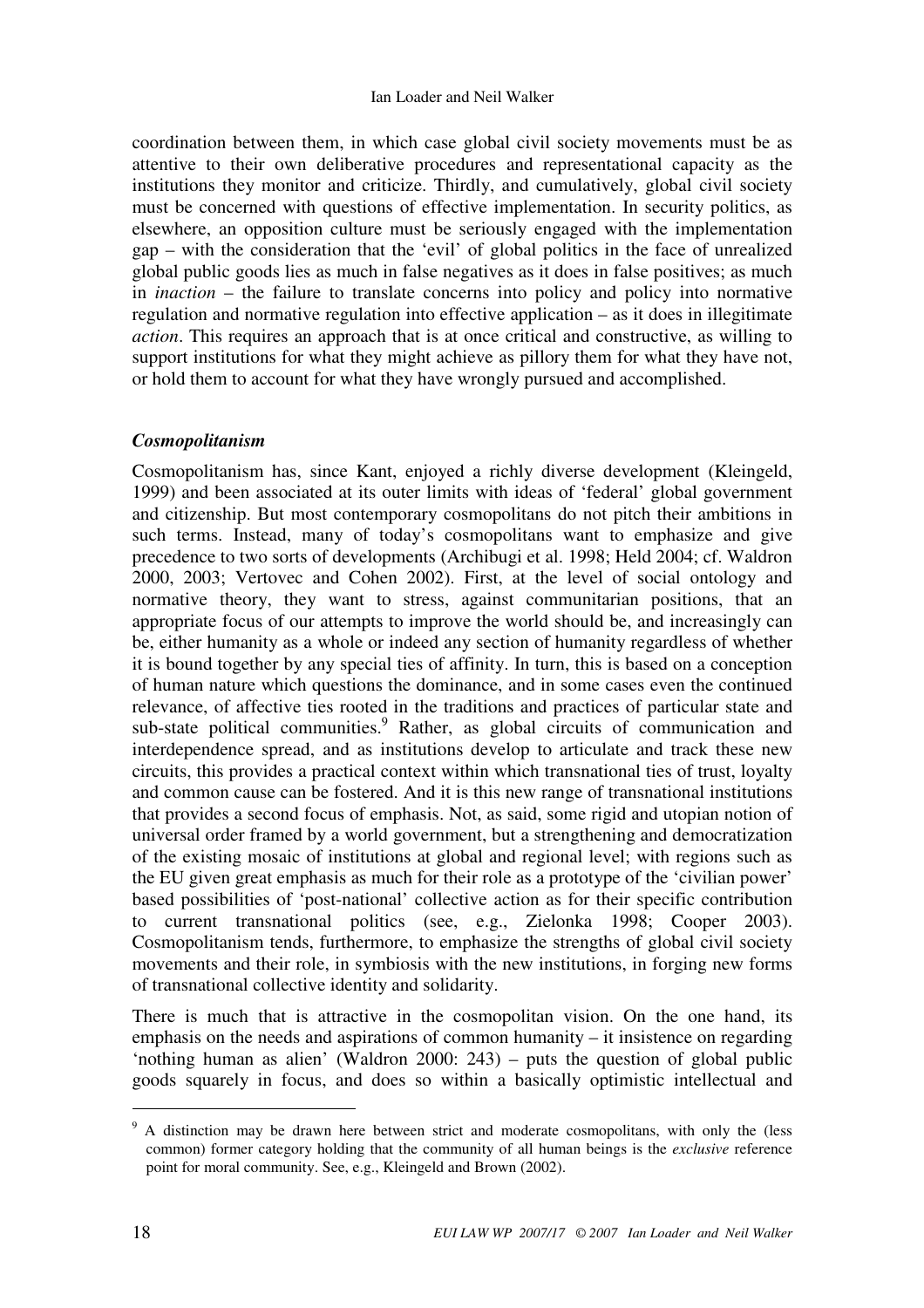coordination between them, in which case global civil society movements must be as attentive to their own deliberative procedures and representational capacity as the institutions they monitor and criticize. Thirdly, and cumulatively, global civil society must be concerned with questions of effective implementation. In security politics, as elsewhere, an opposition culture must be seriously engaged with the implementation gap – with the consideration that the 'evil' of global politics in the face of unrealized global public goods lies as much in false negatives as it does in false positives; as much in *inaction* – the failure to translate concerns into policy and policy into normative regulation and normative regulation into effective application – as it does in illegitimate *action*. This requires an approach that is at once critical and constructive, as willing to support institutions for what they might achieve as pillory them for what they have not, or hold them to account for what they have wrongly pursued and accomplished.

### *Cosmopolitanism*

Cosmopolitanism has, since Kant, enjoyed a richly diverse development (Kleingeld, 1999) and been associated at its outer limits with ideas of 'federal' global government and citizenship. But most contemporary cosmopolitans do not pitch their ambitions in such terms. Instead, many of today's cosmopolitans want to emphasize and give precedence to two sorts of developments (Archibugi et al. 1998; Held 2004; cf. Waldron 2000, 2003; Vertovec and Cohen 2002). First, at the level of social ontology and normative theory, they want to stress, against communitarian positions, that an appropriate focus of our attempts to improve the world should be, and increasingly can be, either humanity as a whole or indeed any section of humanity regardless of whether it is bound together by any special ties of affinity. In turn, this is based on a conception of human nature which questions the dominance, and in some cases even the continued relevance, of affective ties rooted in the traditions and practices of particular state and sub-state political communities.[9] Rather, as global circuits of communication and interdependence spread, and as institutions develop to articulate and track these new circuits, this provides a practical context within which transnational ties of trust, loyalty and common cause can be fostered. And it is this new range of transnational institutions that provides a second focus of emphasis. Not, as said, some rigid and utopian notion of universal order framed by a world government, but a strengthening and democratization of the existing mosaic of institutions at global and regional level; with regions such as the EU given great emphasis as much for their role as a prototype of the 'civilian power' based possibilities of 'post-national' collective action as for their specific contribution to current transnational politics (see, e.g., Zielonka 1998; Cooper 2003). Cosmopolitanism tends, furthermore, to emphasize the strengths of global civil society movements and their role, in symbiosis with the new institutions, in forging new forms of transnational collective identity and solidarity.

There is much that is attractive in the cosmopolitan vision. On the one hand, its emphasis on the needs and aspirations of common humanity – it insistence on regarding 'nothing human as alien' (Waldron 2000: 243) – puts the question of global public goods squarely in focus, and does so within a basically optimistic intellectual and

[9] A distinction may be drawn here between strict and moderate cosmopolitans, with only the (less common) former category holding that the community of all human beings is the *exclusive* reference point for moral community. See, e.g., Kleingeld and Brown (2002).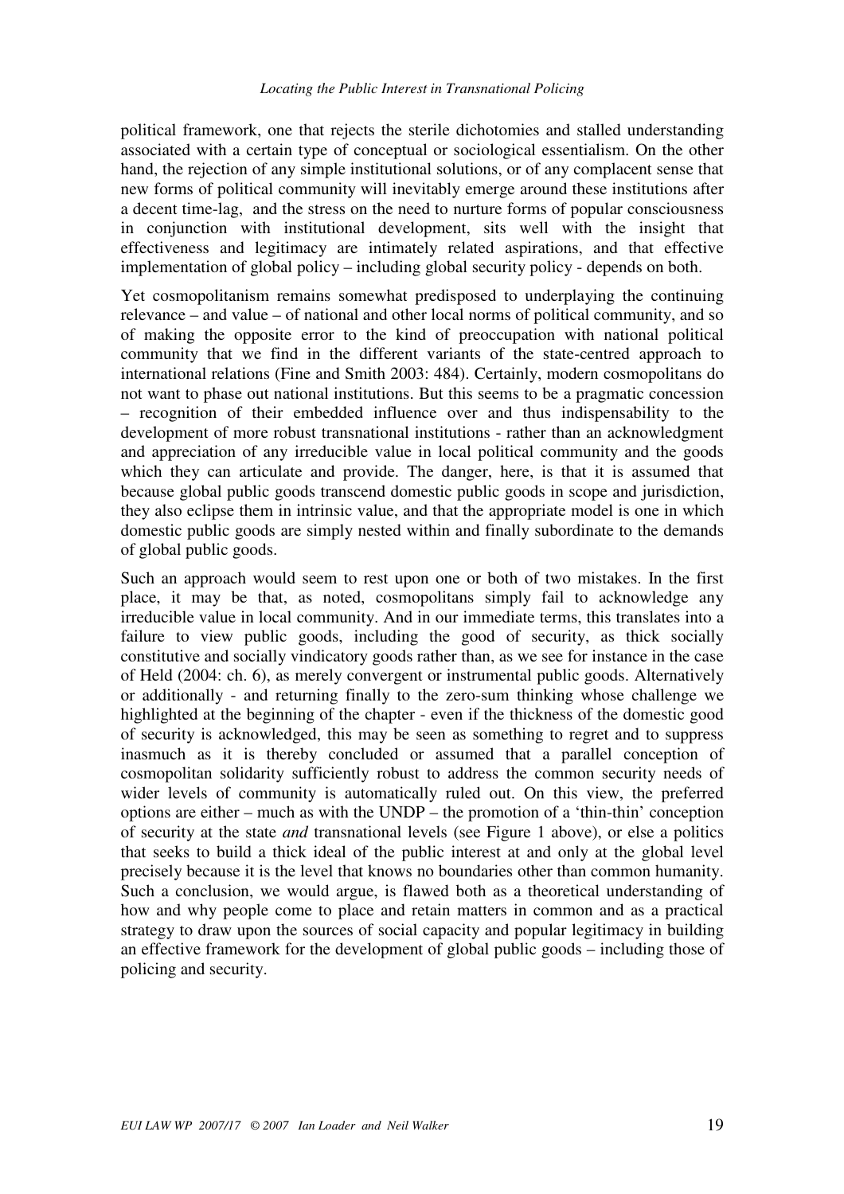political framework, one that rejects the sterile dichotomies and stalled understanding associated with a certain type of conceptual or sociological essentialism. On the other hand, the rejection of any simple institutional solutions, or of any complacent sense that new forms of political community will inevitably emerge around these institutions after a decent time-lag, and the stress on the need to nurture forms of popular consciousness in conjunction with institutional development, sits well with the insight that effectiveness and legitimacy are intimately related aspirations, and that effective implementation of global policy – including global security policy - depends on both.

Yet cosmopolitanism remains somewhat predisposed to underplaying the continuing relevance – and value – of national and other local norms of political community, and so of making the opposite error to the kind of preoccupation with national political community that we find in the different variants of the state-centred approach to international relations (Fine and Smith 2003: 484). Certainly, modern cosmopolitans do not want to phase out national institutions. But this seems to be a pragmatic concession – recognition of their embedded influence over and thus indispensability to the development of more robust transnational institutions - rather than an acknowledgment and appreciation of any irreducible value in local political community and the goods which they can articulate and provide. The danger, here, is that it is assumed that because global public goods transcend domestic public goods in scope and jurisdiction, they also eclipse them in intrinsic value, and that the appropriate model is one in which domestic public goods are simply nested within and finally subordinate to the demands of global public goods.

Such an approach would seem to rest upon one or both of two mistakes. In the first place, it may be that, as noted, cosmopolitans simply fail to acknowledge any irreducible value in local community. And in our immediate terms, this translates into a failure to view public goods, including the good of security, as thick socially constitutive and socially vindicatory goods rather than, as we see for instance in the case of Held (2004: ch. 6), as merely convergent or instrumental public goods. Alternatively or additionally - and returning finally to the zero-sum thinking whose challenge we highlighted at the beginning of the chapter - even if the thickness of the domestic good of security is acknowledged, this may be seen as something to regret and to suppress inasmuch as it is thereby concluded or assumed that a parallel conception of cosmopolitan solidarity sufficiently robust to address the common security needs of wider levels of community is automatically ruled out. On this view, the preferred options are either – much as with the UNDP – the promotion of a 'thin-thin' conception of security at the state *and* transnational levels (see Figure 1 above), or else a politics that seeks to build a thick ideal of the public interest at and only at the global level precisely because it is the level that knows no boundaries other than common humanity. Such a conclusion, we would argue, is flawed both as a theoretical understanding of how and why people come to place and retain matters in common and as a practical strategy to draw upon the sources of social capacity and popular legitimacy in building an effective framework for the development of global public goods – including those of policing and security.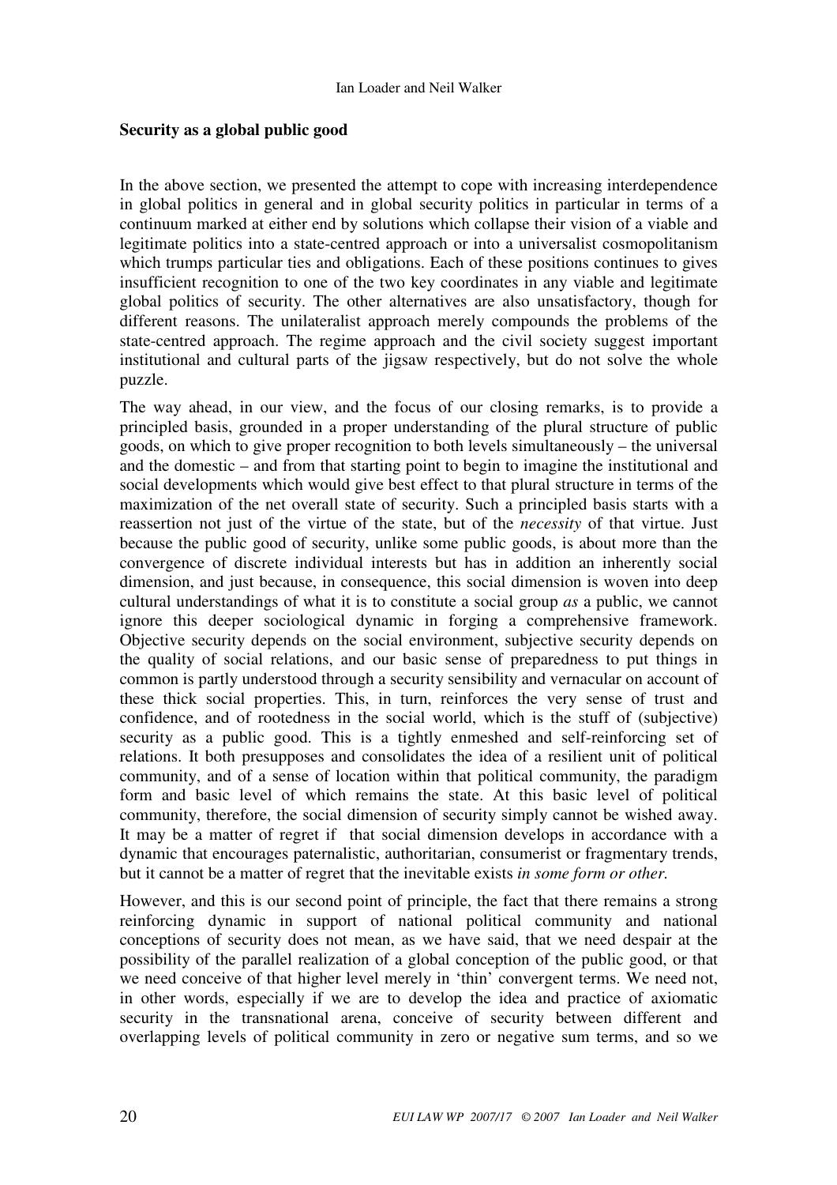**Security as a global public good**

In the above section, we presented the attempt to cope with increasing interdependence in global politics in general and in global security politics in particular in terms of a continuum marked at either end by solutions which collapse their vision of a viable and legitimate politics into a state-centred approach or into a universalist cosmopolitanism which trumps particular ties and obligations. Each of these positions continues to gives insufficient recognition to one of the two key coordinates in any viable and legitimate global politics of security. The other alternatives are also unsatisfactory, though for different reasons. The unilateralist approach merely compounds the problems of the state-centred approach. The regime approach and the civil society suggest important institutional and cultural parts of the jigsaw respectively, but do not solve the whole puzzle.

The way ahead, in our view, and the focus of our closing remarks, is to provide a principled basis, grounded in a proper understanding of the plural structure of public goods, on which to give proper recognition to both levels simultaneously – the universal and the domestic – and from that starting point to begin to imagine the institutional and social developments which would give best effect to that plural structure in terms of the maximization of the net overall state of security. Such a principled basis starts with a reassertion not just of the virtue of the state, but of the *necessity* of that virtue. Just because the public good of security, unlike some public goods, is about more than the convergence of discrete individual interests but has in addition an inherently social dimension, and just because, in consequence, this social dimension is woven into deep cultural understandings of what it is to constitute a social group *as* a public, we cannot ignore this deeper sociological dynamic in forging a comprehensive framework. Objective security depends on the social environment, subjective security depends on the quality of social relations, and our basic sense of preparedness to put things in common is partly understood through a security sensibility and vernacular on account of these thick social properties. This, in turn, reinforces the very sense of trust and confidence, and of rootedness in the social world, which is the stuff of (subjective) security as a public good. This is a tightly enmeshed and self-reinforcing set of relations. It both presupposes and consolidates the idea of a resilient unit of political community, and of a sense of location within that political community, the paradigm form and basic level of which remains the state. At this basic level of political community, therefore, the social dimension of security simply cannot be wished away. It may be a matter of regret if that social dimension develops in accordance with a dynamic that encourages paternalistic, authoritarian, consumerist or fragmentary trends, but it cannot be a matter of regret that the inevitable exists *in some form or other.*

However, and this is our second point of principle, the fact that there remains a strong reinforcing dynamic in support of national political community and national conceptions of security does not mean, as we have said, that we need despair at the possibility of the parallel realization of a global conception of the public good, or that we need conceive of that higher level merely in 'thin' convergent terms. We need not, in other words, especially if we are to develop the idea and practice of axiomatic security in the transnational arena, conceive of security between different and overlapping levels of political community in zero or negative sum terms, and so we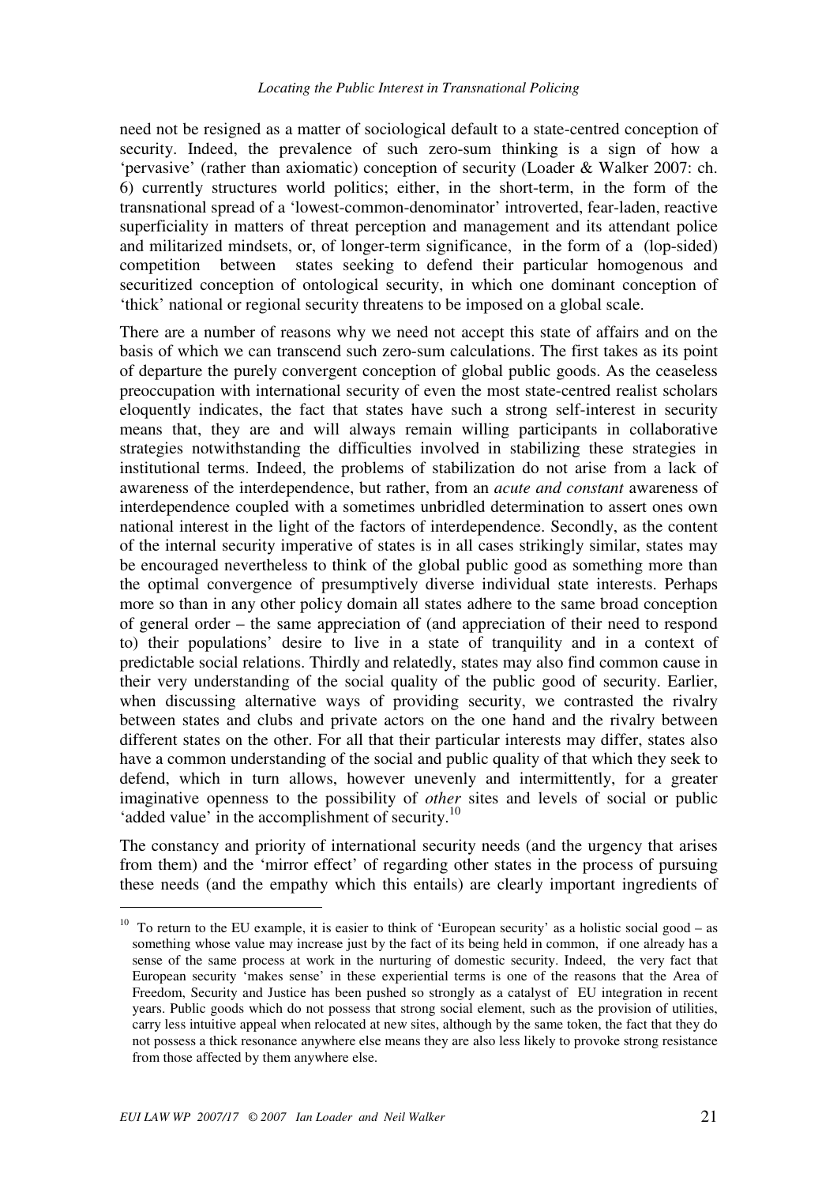need not be resigned as a matter of sociological default to a state-centred conception of security. Indeed, the prevalence of such zero-sum thinking is a sign of how a 'pervasive' (rather than axiomatic) conception of security (Loader & Walker 2007: ch. 6) currently structures world politics; either, in the short-term, in the form of the transnational spread of a 'lowest-common-denominator' introverted, fear-laden, reactive superficiality in matters of threat perception and management and its attendant police and militarized mindsets, or, of longer-term significance, in the form of a (lop-sided) competition between states seeking to defend their particular homogenous and securitized conception of ontological security, in which one dominant conception of 'thick' national or regional security threatens to be imposed on a global scale.

There are a number of reasons why we need not accept this state of affairs and on the basis of which we can transcend such zero-sum calculations. The first takes as its point of departure the purely convergent conception of global public goods. As the ceaseless preoccupation with international security of even the most state-centred realist scholars eloquently indicates, the fact that states have such a strong self-interest in security means that, they are and will always remain willing participants in collaborative strategies notwithstanding the difficulties involved in stabilizing these strategies in institutional terms. Indeed, the problems of stabilization do not arise from a lack of awareness of the interdependence, but rather, from an *acute and constant* awareness of interdependence coupled with a sometimes unbridled determination to assert ones own national interest in the light of the factors of interdependence. Secondly, as the content of the internal security imperative of states is in all cases strikingly similar, states may be encouraged nevertheless to think of the global public good as something more than the optimal convergence of presumptively diverse individual state interests. Perhaps more so than in any other policy domain all states adhere to the same broad conception of general order – the same appreciation of (and appreciation of their need to respond to) their populations' desire to live in a state of tranquility and in a context of predictable social relations. Thirdly and relatedly, states may also find common cause in their very understanding of the social quality of the public good of security. Earlier, when discussing alternative ways of providing security, we contrasted the rivalry between states and clubs and private actors on the one hand and the rivalry between different states on the other. For all that their particular interests may differ, states also have a common understanding of the social and public quality of that which they seek to defend, which in turn allows, however unevenly and intermittently, for a greater imaginative openness to the possibility of *other* sites and levels of social or public 'added value' in the accomplishment of security.[10]

The constancy and priority of international security needs (and the urgency that arises from them) and the 'mirror effect' of regarding other states in the process of pursuing these needs (and the empathy which this entails) are clearly important ingredients of

---

[10] To return to the EU example, it is easier to think of 'European security' as a holistic social good – as something whose value may increase just by the fact of its being held in common, if one already has a sense of the same process at work in the nurturing of domestic security. Indeed, the very fact that European security 'makes sense' in these experiential terms is one of the reasons that the Area of Freedom, Security and Justice has been pushed so strongly as a catalyst of EU integration in recent years. Public goods which do not possess that strong social element, such as the provision of utilities, carry less intuitive appeal when relocated at new sites, although by the same token, the fact that they do not possess a thick resonance anywhere else means they are also less likely to provoke strong resistance from those affected by them anywhere else.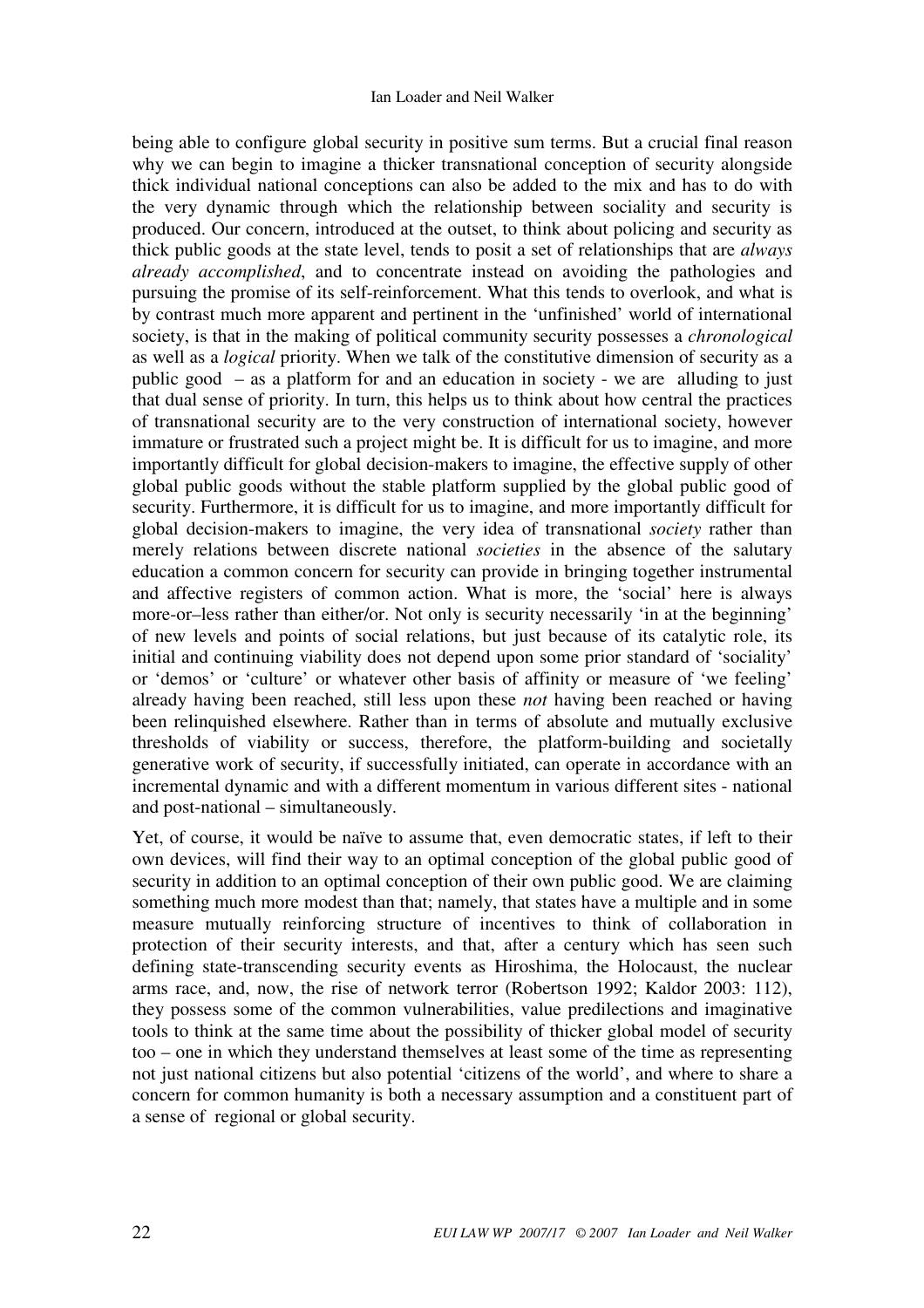being able to configure global security in positive sum terms. But a crucial final reason why we can begin to imagine a thicker transnational conception of security alongside thick individual national conceptions can also be added to the mix and has to do with the very dynamic through which the relationship between sociality and security is produced. Our concern, introduced at the outset, to think about policing and security as thick public goods at the state level, tends to posit a set of relationships that are *always already accomplished*, and to concentrate instead on avoiding the pathologies and pursuing the promise of its self-reinforcement. What this tends to overlook, and what is by contrast much more apparent and pertinent in the 'unfinished' world of international society, is that in the making of political community security possesses a *chronological* as well as a *logical* priority. When we talk of the constitutive dimension of security as a public good – as a platform for and an education in society - we are alluding to just that dual sense of priority. In turn, this helps us to think about how central the practices of transnational security are to the very construction of international society, however immature or frustrated such a project might be. It is difficult for us to imagine, and more importantly difficult for global decision-makers to imagine, the effective supply of other global public goods without the stable platform supplied by the global public good of security. Furthermore, it is difficult for us to imagine, and more importantly difficult for global decision-makers to imagine, the very idea of transnational *society* rather than merely relations between discrete national *societies* in the absence of the salutary education a common concern for security can provide in bringing together instrumental and affective registers of common action. What is more, the 'social' here is always more-or–less rather than either/or. Not only is security necessarily 'in at the beginning' of new levels and points of social relations, but just because of its catalytic role, its initial and continuing viability does not depend upon some prior standard of 'sociality' or 'demos' or 'culture' or whatever other basis of affinity or measure of 'we feeling' already having been reached, still less upon these *not* having been reached or having been relinquished elsewhere. Rather than in terms of absolute and mutually exclusive thresholds of viability or success, therefore, the platform-building and societally generative work of security, if successfully initiated, can operate in accordance with an incremental dynamic and with a different momentum in various different sites - national and post-national – simultaneously.

Yet, of course, it would be naïve to assume that, even democratic states, if left to their own devices, will find their way to an optimal conception of the global public good of security in addition to an optimal conception of their own public good. We are claiming something much more modest than that; namely, that states have a multiple and in some measure mutually reinforcing structure of incentives to think of collaboration in protection of their security interests, and that, after a century which has seen such defining state-transcending security events as Hiroshima, the Holocaust, the nuclear arms race, and, now, the rise of network terror (Robertson 1992; Kaldor 2003: 112), they possess some of the common vulnerabilities, value predilections and imaginative tools to think at the same time about the possibility of thicker global model of security too – one in which they understand themselves at least some of the time as representing not just national citizens but also potential 'citizens of the world', and where to share a concern for common humanity is both a necessary assumption and a constituent part of a sense of regional or global security.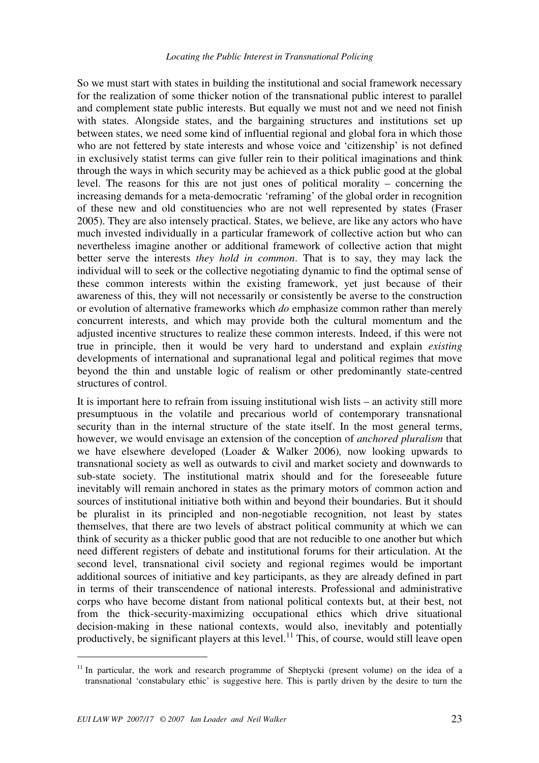So we must start with states in building the institutional and social framework necessary for the realization of some thicker notion of the transnational public interest to parallel and complement state public interests. But equally we must not and we need not finish with states. Alongside states, and the bargaining structures and institutions set up between states, we need some kind of influential regional and global fora in which those who are not fettered by state interests and whose voice and 'citizenship' is not defined in exclusively statist terms can give fuller rein to their political imaginations and think through the ways in which security may be achieved as a thick public good at the global level. The reasons for this are not just ones of political morality – concerning the increasing demands for a meta-democratic 'reframing' of the global order in recognition of these new and old constituencies who are not well represented by states (Fraser 2005). They are also intensely practical. States, we believe, are like any actors who have much invested individually in a particular framework of collective action but who can nevertheless imagine another or additional framework of collective action that might better serve the interests *they hold in common*. That is to say, they may lack the individual will to seek or the collective negotiating dynamic to find the optimal sense of these common interests within the existing framework, yet just because of their awareness of this, they will not necessarily or consistently be averse to the construction or evolution of alternative frameworks which *do* emphasize common rather than merely concurrent interests, and which may provide both the cultural momentum and the adjusted incentive structures to realize these common interests. Indeed, if this were not true in principle, then it would be very hard to understand and explain *existing* developments of international and supranational legal and political regimes that move beyond the thin and unstable logic of realism or other predominantly state-centred structures of control.

It is important here to refrain from issuing institutional wish lists – an activity still more presumptuous in the volatile and precarious world of contemporary transnational security than in the internal structure of the state itself. In the most general terms, however, we would envisage an extension of the conception of *anchored pluralism* that we have elsewhere developed (Loader & Walker 2006), now looking upwards to transnational society as well as outwards to civil and market society and downwards to sub-state society. The institutional matrix should and for the foreseeable future inevitably will remain anchored in states as the primary motors of common action and sources of institutional initiative both within and beyond their boundaries. But it should be pluralist in its principled and non-negotiable recognition, not least by states themselves, that there are two levels of abstract political community at which we can think of security as a thicker public good that are not reducible to one another but which need different registers of debate and institutional forums for their articulation. At the second level, transnational civil society and regional regimes would be important additional sources of initiative and key participants, as they are already defined in part in terms of their transcendence of national interests. Professional and administrative corps who have become distant from national political contexts but, at their best, not from the thick-security-maximizing occupational ethics which drive situational decision-making in these national contexts, would also, inevitably and potentially productively, be significant players at this level.[11] This, of course, would still leave open

---

[11] In particular, the work and research programme of Sheptycki (present volume) on the idea of a transnational 'constabulary ethic' is suggestive here. This is partly driven by the desire to turn the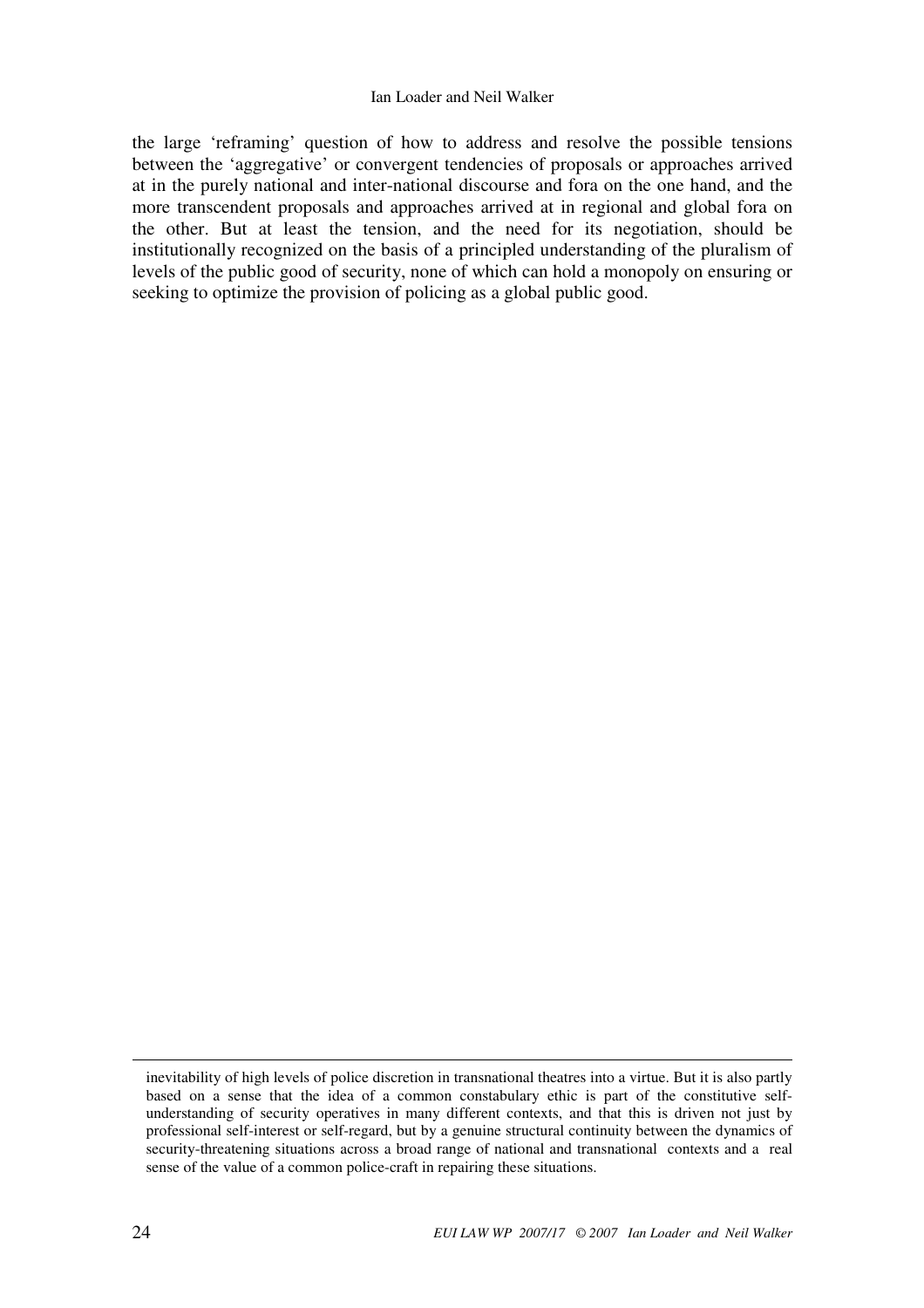the large 'reframing' question of how to address and resolve the possible tensions between the 'aggregative' or convergent tendencies of proposals or approaches arrived at in the purely national and inter-national discourse and fora on the one hand, and the more transcendent proposals and approaches arrived at in regional and global fora on the other. But at least the tension, and the need for its negotiation, should be institutionally recognized on the basis of a principled understanding of the pluralism of levels of the public good of security, none of which can hold a monopoly on ensuring or seeking to optimize the provision of policing as a global public good.

---

inevitability of high levels of police discretion in transnational theatres into a virtue. But it is also partly based on a sense that the idea of a common constabulary ethic is part of the constitutive self-understanding of security operatives in many different contexts, and that this is driven not just by professional self-interest or self-regard, but by a genuine structural continuity between the dynamics of security-threatening situations across a broad range of national and transnational contexts and a real sense of the value of a common police-craft in repairing these situations.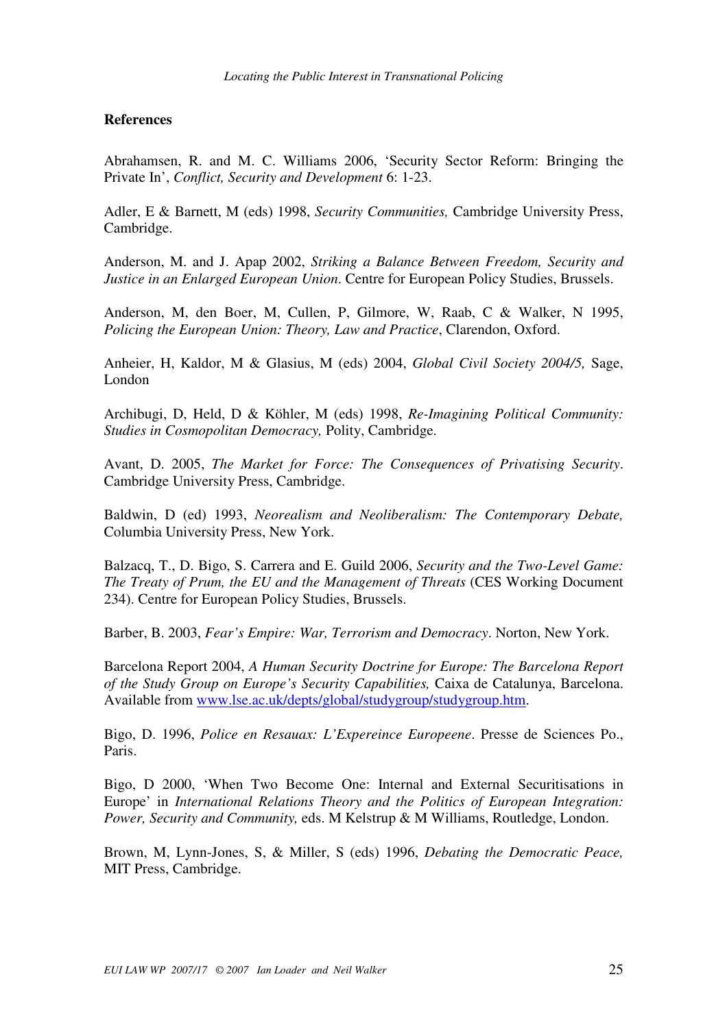**References**

Abrahamsen, R. and M. C. Williams 2006, 'Security Sector Reform: Bringing the Private In', *Conflict, Security and Development* 6: 1-23.

Adler, E & Barnett, M (eds) 1998, *Security Communities,* Cambridge University Press, Cambridge.

Anderson, M. and J. Apap 2002, *Striking a Balance Between Freedom, Security and Justice in an Enlarged European Union*. Centre for European Policy Studies, Brussels.

Anderson, M, den Boer, M, Cullen, P, Gilmore, W, Raab, C & Walker, N 1995, *Policing the European Union: Theory, Law and Practice*, Clarendon, Oxford.

Anheier, H, Kaldor, M & Glasius, M (eds) 2004, *Global Civil Society 2004/5,* Sage, London

Archibugi, D, Held, D & Köhler, M (eds) 1998, *Re-Imagining Political Community: Studies in Cosmopolitan Democracy,* Polity, Cambridge.

Avant, D. 2005, *The Market for Force: The Consequences of Privatising Security*. Cambridge University Press, Cambridge.

Baldwin, D (ed) 1993, *Neorealism and Neoliberalism: The Contemporary Debate,* Columbia University Press, New York.

Balzacq, T., D. Bigo, S. Carrera and E. Guild 2006, *Security and the Two-Level Game: The Treaty of Prum, the EU and the Management of Threats* (CES Working Document 234). Centre for European Policy Studies, Brussels.

Barber, B. 2003, *Fear's Empire: War, Terrorism and Democracy*. Norton, New York.

Barcelona Report 2004, *A Human Security Doctrine for Europe: The Barcelona Report of the Study Group on Europe's Security Capabilities,* Caixa de Catalunya, Barcelona. Available from www.lse.ac.uk/depts/global/studygroup/studygroup.htm.

Bigo, D. 1996, *Police en Resauax: L'Expereince Europeene*. Presse de Sciences Po., Paris.

Bigo, D 2000, 'When Two Become One: Internal and External Securitisations in Europe' in *International Relations Theory and the Politics of European Integration: Power, Security and Community,* eds. M Kelstrup & M Williams, Routledge, London.

Brown, M, Lynn-Jones, S, & Miller, S (eds) 1996, *Debating the Democratic Peace,* MIT Press, Cambridge.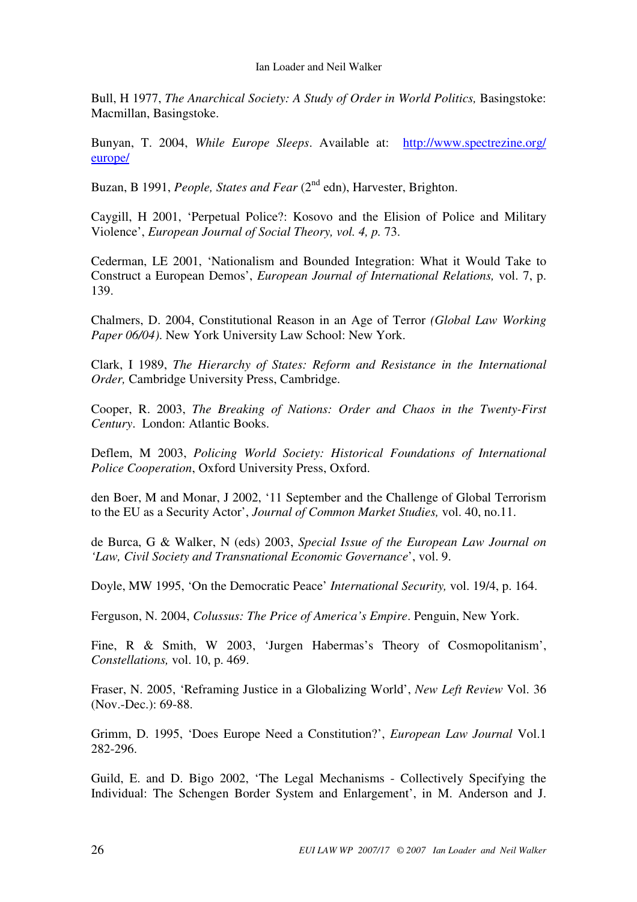Bull, H 1977, *The Anarchical Society: A Study of Order in World Politics,* Basingstoke: Macmillan, Basingstoke.

Bunyan, T. 2004, *While Europe Sleeps*. Available at: http://www.spectrezine.org/europe/

Buzan, B 1991, *People, States and Fear* (2nd edn), Harvester, Brighton.

Caygill, H 2001, 'Perpetual Police?: Kosovo and the Elision of Police and Military Violence', *European Journal of Social Theory, vol. 4, p.* 73.

Cederman, LE 2001, 'Nationalism and Bounded Integration: What it Would Take to Construct a European Demos', *European Journal of International Relations,* vol. 7, p. 139.

Chalmers, D. 2004, Constitutional Reason in an Age of Terror *(Global Law Working Paper 06/04)*. New York University Law School: New York.

Clark, I 1989, *The Hierarchy of States: Reform and Resistance in the International Order,* Cambridge University Press, Cambridge.

Cooper, R. 2003, *The Breaking of Nations: Order and Chaos in the Twenty-First Century*. London: Atlantic Books.

Deflem, M 2003, *Policing World Society: Historical Foundations of International Police Cooperation*, Oxford University Press, Oxford.

den Boer, M and Monar, J 2002, '11 September and the Challenge of Global Terrorism to the EU as a Security Actor', *Journal of Common Market Studies,* vol. 40, no.11.

de Burca, G & Walker, N (eds) 2003, *Special Issue of the European Law Journal on 'Law, Civil Society and Transnational Economic Governance*', vol. 9.

Doyle, MW 1995, 'On the Democratic Peace' *International Security,* vol. 19/4, p. 164.

Ferguson, N. 2004, *Colussus: The Price of America's Empire*. Penguin, New York.

Fine, R & Smith, W 2003, 'Jurgen Habermas's Theory of Cosmopolitanism', *Constellations,* vol. 10, p. 469.

Fraser, N. 2005, 'Reframing Justice in a Globalizing World', *New Left Review* Vol. 36 (Nov.-Dec.): 69-88.

Grimm, D. 1995, 'Does Europe Need a Constitution?', *European Law Journal* Vol.1 282-296.

Guild, E. and D. Bigo 2002, 'The Legal Mechanisms - Collectively Specifying the Individual: The Schengen Border System and Enlargement', in M. Anderson and J.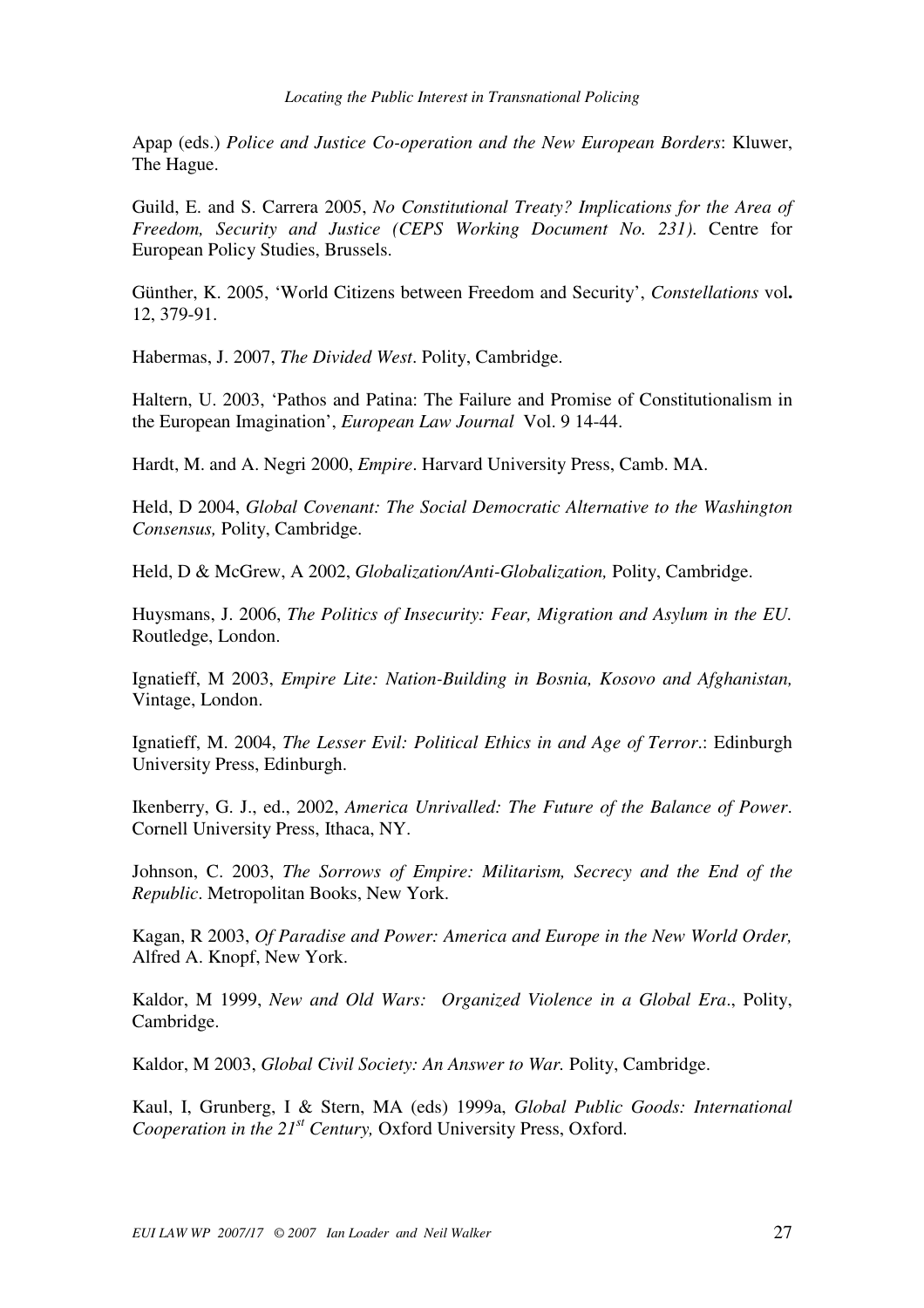Apap (eds.) *Police and Justice Co-operation and the New European Borders*: Kluwer, The Hague.

Guild, E. and S. Carrera 2005, *No Constitutional Treaty? Implications for the Area of Freedom, Security and Justice (CEPS Working Document No. 231)*. Centre for European Policy Studies, Brussels.

Günther, K. 2005, 'World Citizens between Freedom and Security', *Constellations* vol**.** 12, 379-91.

Habermas, J. 2007, *The Divided West*. Polity, Cambridge.

Haltern, U. 2003, 'Pathos and Patina: The Failure and Promise of Constitutionalism in the European Imagination', *European Law Journal* Vol. 9 14-44.

Hardt, M. and A. Negri 2000, *Empire*. Harvard University Press, Camb. MA.

Held, D 2004, *Global Covenant: The Social Democratic Alternative to the Washington Consensus,* Polity, Cambridge.

Held, D & McGrew, A 2002, *Globalization/Anti-Globalization,* Polity, Cambridge.

Huysmans, J. 2006, *The Politics of Insecurity: Fear, Migration and Asylum in the EU.* Routledge, London.

Ignatieff, M 2003, *Empire Lite: Nation-Building in Bosnia, Kosovo and Afghanistan,* Vintage, London.

Ignatieff, M. 2004, *The Lesser Evil: Political Ethics in and Age of Terror*.: Edinburgh University Press, Edinburgh.

Ikenberry, G. J., ed., 2002, *America Unrivalled: The Future of the Balance of Power*. Cornell University Press, Ithaca, NY.

Johnson, C. 2003, *The Sorrows of Empire: Militarism, Secrecy and the End of the Republic*. Metropolitan Books, New York.

Kagan, R 2003, *Of Paradise and Power: America and Europe in the New World Order,* Alfred A. Knopf, New York.

Kaldor, M 1999, *New and Old Wars: Organized Violence in a Global Era*., Polity, Cambridge.

Kaldor, M 2003, *Global Civil Society: An Answer to War.* Polity, Cambridge.

Kaul, I, Grunberg, I & Stern, MA (eds) 1999a, *Global Public Goods: International Cooperation in the 21st Century,* Oxford University Press, Oxford.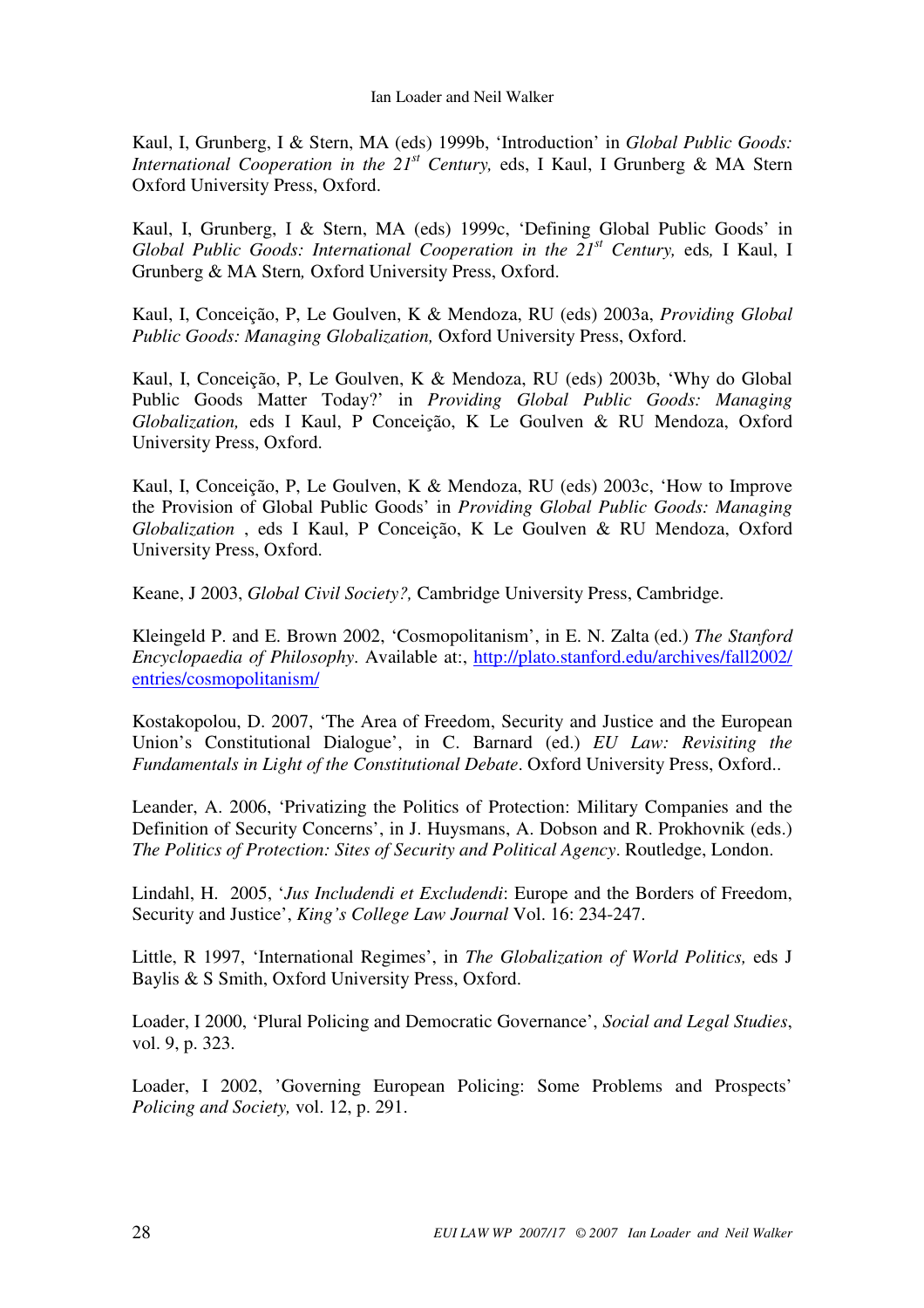Kaul, I, Grunberg, I & Stern, MA (eds) 1999b, 'Introduction' in *Global Public Goods: International Cooperation in the 21st Century,* eds, I Kaul, I Grunberg & MA Stern Oxford University Press, Oxford.

Kaul, I, Grunberg, I & Stern, MA (eds) 1999c, 'Defining Global Public Goods' in *Global Public Goods: International Cooperation in the 21st Century,* eds*,* I Kaul, I Grunberg & MA Stern*,* Oxford University Press, Oxford.

Kaul, I, Conceição, P, Le Goulven, K & Mendoza, RU (eds) 2003a, *Providing Global Public Goods: Managing Globalization,* Oxford University Press, Oxford.

Kaul, I, Conceição, P, Le Goulven, K & Mendoza, RU (eds) 2003b, 'Why do Global Public Goods Matter Today?' in *Providing Global Public Goods: Managing Globalization,* eds I Kaul, P Conceição, K Le Goulven & RU Mendoza, Oxford University Press, Oxford.

Kaul, I, Conceição, P, Le Goulven, K & Mendoza, RU (eds) 2003c, 'How to Improve the Provision of Global Public Goods' in *Providing Global Public Goods: Managing Globalization* , eds I Kaul, P Conceição, K Le Goulven & RU Mendoza, Oxford University Press, Oxford.

Keane, J 2003, *Global Civil Society?,* Cambridge University Press, Cambridge.

Kleingeld P. and E. Brown 2002, 'Cosmopolitanism', in E. N. Zalta (ed.) *The Stanford Encyclopaedia of Philosophy*. Available at:, http://plato.stanford.edu/archives/fall2002/entries/cosmopolitanism/

Kostakopolou, D. 2007, 'The Area of Freedom, Security and Justice and the European Union's Constitutional Dialogue', in C. Barnard (ed.) *EU Law: Revisiting the Fundamentals in Light of the Constitutional Debate*. Oxford University Press, Oxford..

Leander, A. 2006, 'Privatizing the Politics of Protection: Military Companies and the Definition of Security Concerns', in J. Huysmans, A. Dobson and R. Prokhovnik (eds.) *The Politics of Protection: Sites of Security and Political Agency*. Routledge, London.

Lindahl, H. 2005, '*Jus Includendi et Excludendi*: Europe and the Borders of Freedom, Security and Justice', *King's College Law Journal* Vol. 16: 234-247.

Little, R 1997, 'International Regimes', in *The Globalization of World Politics,* eds J Baylis & S Smith, Oxford University Press, Oxford.

Loader, I 2000, 'Plural Policing and Democratic Governance', *Social and Legal Studies*, vol. 9, p. 323.

Loader, I 2002, 'Governing European Policing: Some Problems and Prospects' *Policing and Society,* vol. 12, p. 291.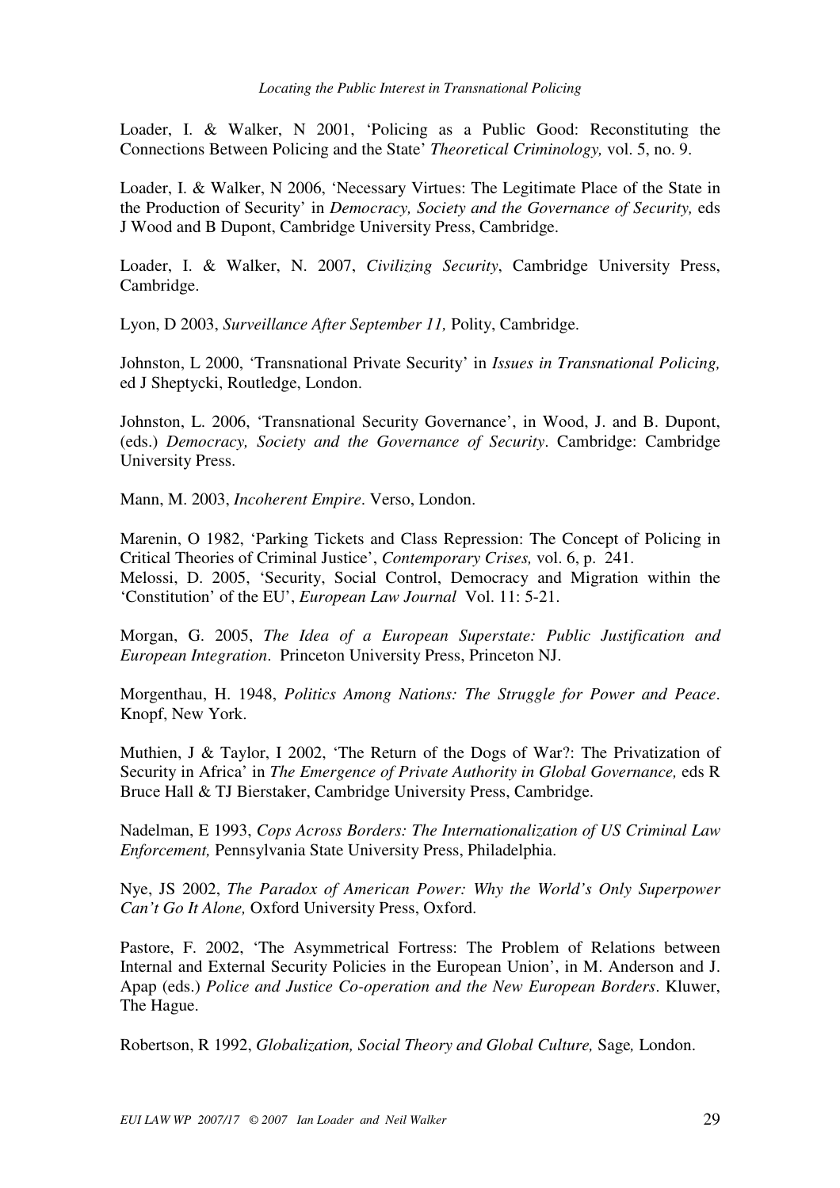Loader, I. & Walker, N 2001, 'Policing as a Public Good: Reconstituting the Connections Between Policing and the State' *Theoretical Criminology,* vol. 5, no. 9.

Loader, I. & Walker, N 2006, 'Necessary Virtues: The Legitimate Place of the State in the Production of Security' in *Democracy, Society and the Governance of Security,* eds J Wood and B Dupont, Cambridge University Press, Cambridge.

Loader, I. & Walker, N. 2007, *Civilizing Security*, Cambridge University Press, Cambridge.

Lyon, D 2003, *Surveillance After September 11,* Polity, Cambridge.

Johnston, L 2000, 'Transnational Private Security' in *Issues in Transnational Policing,* ed J Sheptycki, Routledge, London.

Johnston, L. 2006, 'Transnational Security Governance', in Wood, J. and B. Dupont, (eds.) *Democracy, Society and the Governance of Security*. Cambridge: Cambridge University Press.

Mann, M. 2003, *Incoherent Empire*. Verso, London.

Marenin, O 1982, 'Parking Tickets and Class Repression: The Concept of Policing in Critical Theories of Criminal Justice', *Contemporary Crises,* vol. 6, p. 241.
Melossi, D. 2005, 'Security, Social Control, Democracy and Migration within the 'Constitution' of the EU', *European Law Journal* Vol. 11: 5-21.

Morgan, G. 2005, *The Idea of a European Superstate: Public Justification and European Integration*. Princeton University Press, Princeton NJ.

Morgenthau, H. 1948, *Politics Among Nations: The Struggle for Power and Peace*. Knopf, New York.

Muthien, J & Taylor, I 2002, 'The Return of the Dogs of War?: The Privatization of Security in Africa' in *The Emergence of Private Authority in Global Governance,* eds R Bruce Hall & TJ Bierstaker, Cambridge University Press, Cambridge.

Nadelman, E 1993, *Cops Across Borders: The Internationalization of US Criminal Law Enforcement,* Pennsylvania State University Press, Philadelphia.

Nye, JS 2002, *The Paradox of American Power: Why the World's Only Superpower Can't Go It Alone,* Oxford University Press, Oxford.

Pastore, F. 2002, 'The Asymmetrical Fortress: The Problem of Relations between Internal and External Security Policies in the European Union', in M. Anderson and J. Apap (eds.) *Police and Justice Co-operation and the New European Borders*. Kluwer, The Hague.

Robertson, R 1992, *Globalization, Social Theory and Global Culture,* Sage*,* London.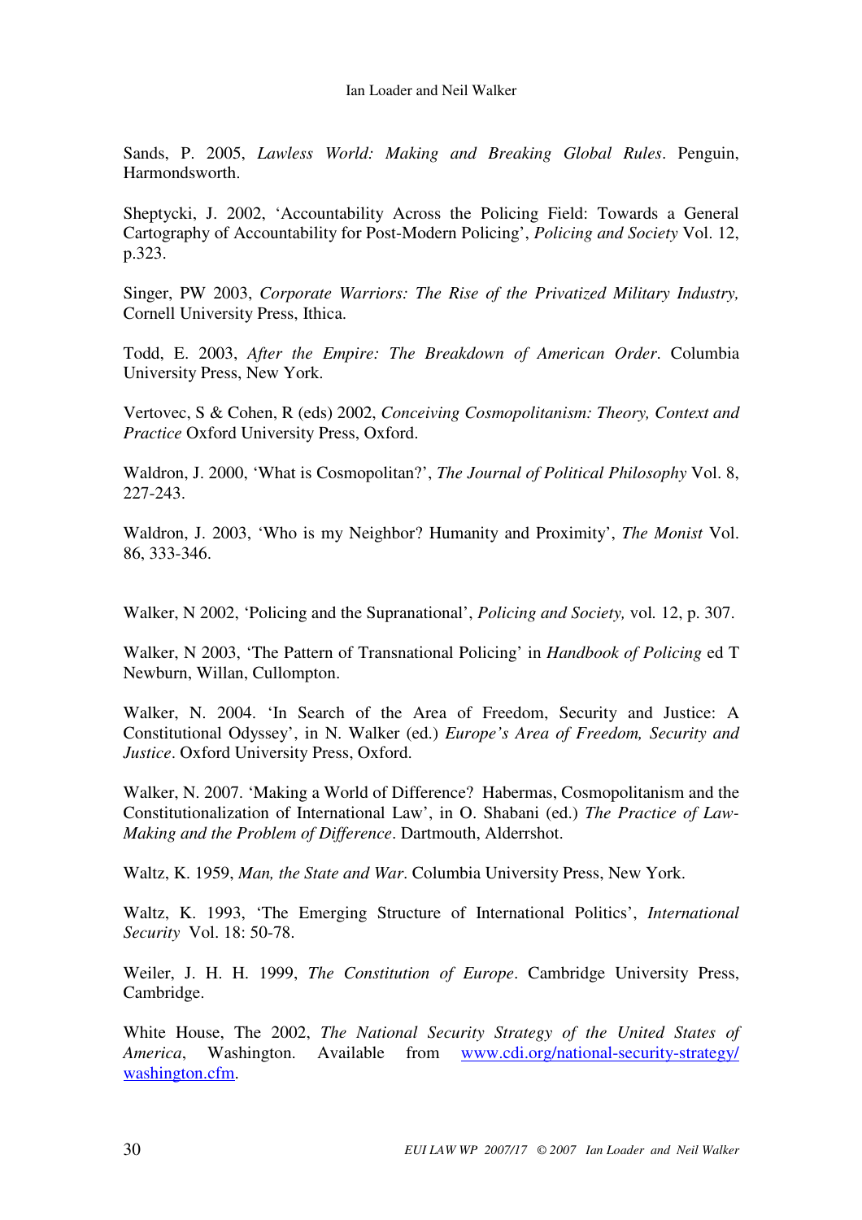Sands, P. 2005, *Lawless World: Making and Breaking Global Rules*. Penguin, Harmondsworth.

Sheptycki, J. 2002, 'Accountability Across the Policing Field: Towards a General Cartography of Accountability for Post-Modern Policing', *Policing and Society* Vol. 12, p.323.

Singer, PW 2003, *Corporate Warriors: The Rise of the Privatized Military Industry,* Cornell University Press, Ithica.

Todd, E. 2003, *After the Empire: The Breakdown of American Order*. Columbia University Press, New York.

Vertovec, S & Cohen, R (eds) 2002, *Conceiving Cosmopolitanism: Theory, Context and Practice* Oxford University Press, Oxford.

Waldron, J. 2000, 'What is Cosmopolitan?', *The Journal of Political Philosophy* Vol. 8, 227-243.

Waldron, J. 2003, 'Who is my Neighbor? Humanity and Proximity', *The Monist* Vol. 86, 333-346.

Walker, N 2002, 'Policing and the Supranational', *Policing and Society,* vol*.* 12, p. 307.

Walker, N 2003, 'The Pattern of Transnational Policing' in *Handbook of Policing* ed T Newburn, Willan, Cullompton.

Walker, N. 2004. 'In Search of the Area of Freedom, Security and Justice: A Constitutional Odyssey', in N. Walker (ed.) *Europe's Area of Freedom, Security and Justice*. Oxford University Press, Oxford.

Walker, N. 2007. 'Making a World of Difference? Habermas, Cosmopolitanism and the Constitutionalization of International Law', in O. Shabani (ed.) *The Practice of Law-Making and the Problem of Difference*. Dartmouth, Alderrshot.

Waltz, K. 1959, *Man, the State and War*. Columbia University Press, New York.

Waltz, K. 1993, 'The Emerging Structure of International Politics', *International Security* Vol. 18: 50-78.

Weiler, J. H. H. 1999, *The Constitution of Europe*. Cambridge University Press, Cambridge.

White House, The 2002, *The National Security Strategy of the United States of America*, Washington. Available from www.cdi.org/national-security-strategy/washington.cfm.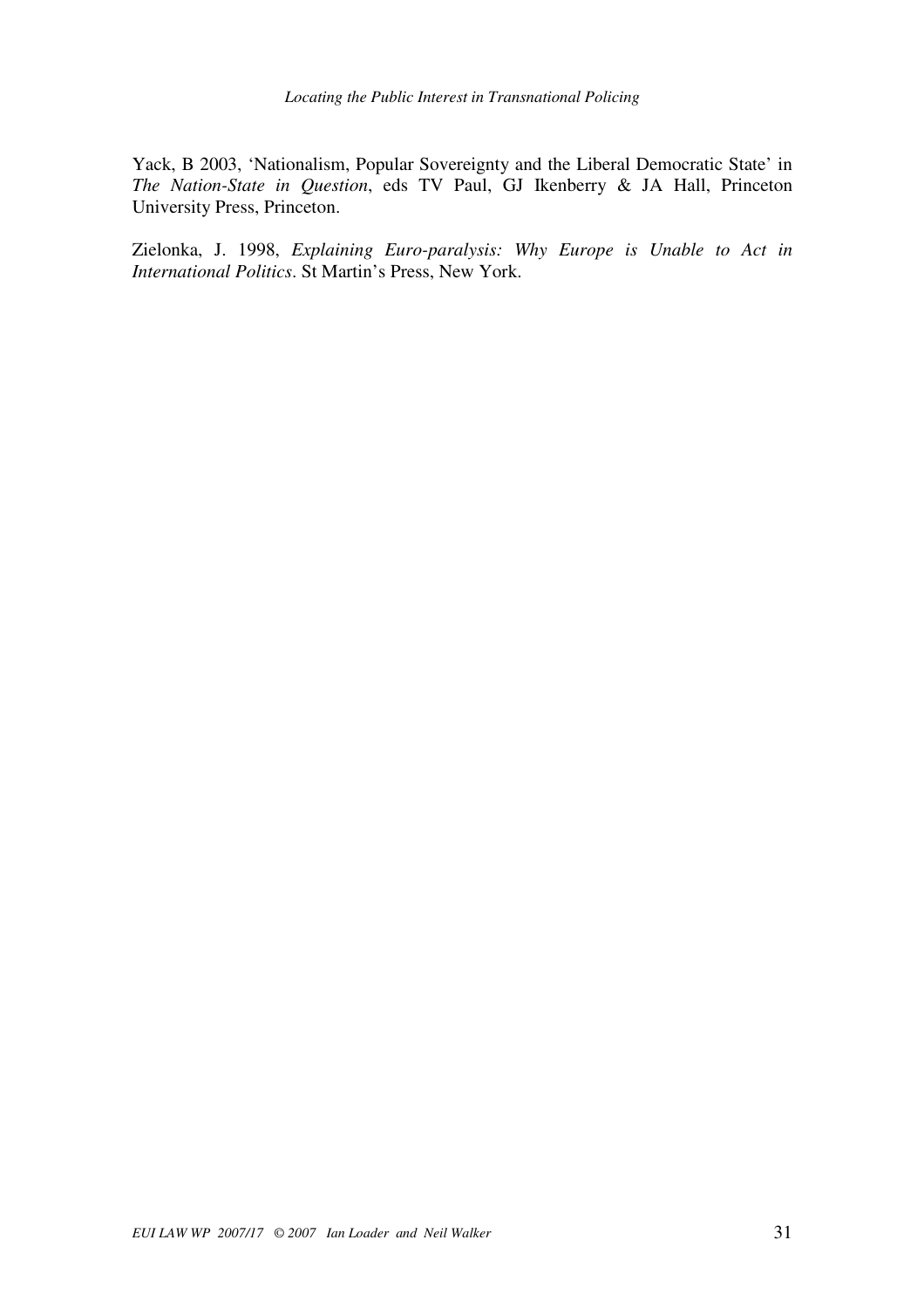Yack, B 2003, 'Nationalism, Popular Sovereignty and the Liberal Democratic State' in *The Nation-State in Question*, eds TV Paul, GJ Ikenberry & JA Hall, Princeton University Press, Princeton.

Zielonka, J. 1998, *Explaining Euro-paralysis: Why Europe is Unable to Act in International Politics*. St Martin's Press, New York.